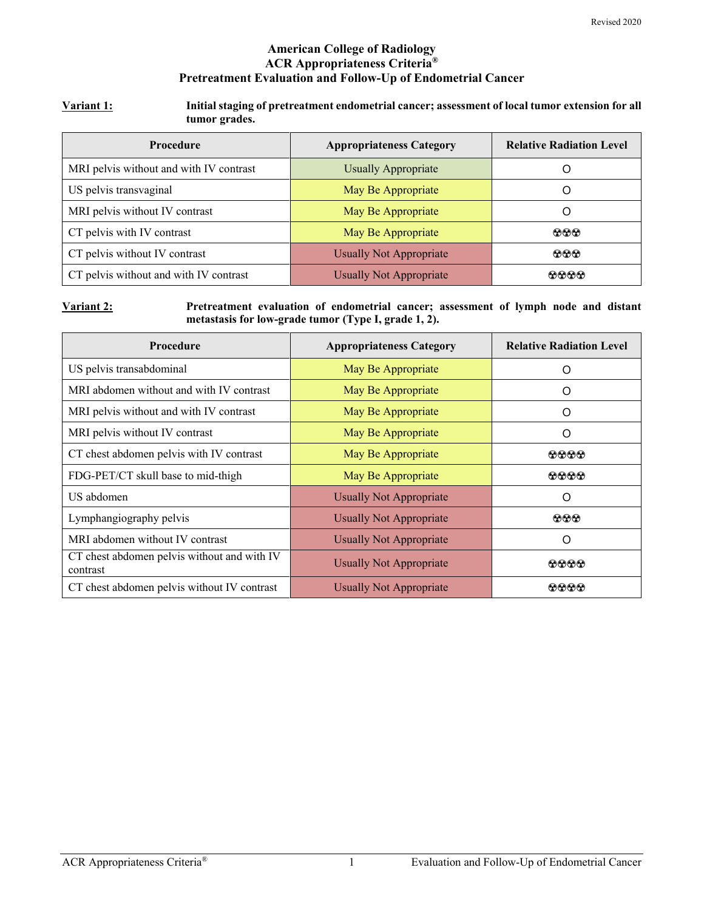Revised 2020

# American College of Radiology
# ACR Appropriateness Criteria®
# Pretreatment Evaluation and Follow-Up of Endometrial Cancer

**Variant 1:** **Initial staging of pretreatment endometrial cancer; assessment of local tumor extension for all tumor grades.**

| Procedure | Appropriateness Category | Relative Radiation Level |
|---|---|---|
| MRI pelvis without and with IV contrast | Usually Appropriate | O |
| US pelvis transvaginal | May Be Appropriate | O |
| MRI pelvis without IV contrast | May Be Appropriate | O |
| CT pelvis with IV contrast | May Be Appropriate | ☢☢☢ |
| CT pelvis without IV contrast | Usually Not Appropriate | ☢☢☢ |
| CT pelvis without and with IV contrast | Usually Not Appropriate | ☢☢☢☢ |

**Variant 2:** **Pretreatment evaluation of endometrial cancer; assessment of lymph node and distant metastasis for low-grade tumor (Type I, grade 1, 2).**

| Procedure | Appropriateness Category | Relative Radiation Level |
|---|---|---|
| US pelvis transabdominal | May Be Appropriate | O |
| MRI abdomen without and with IV contrast | May Be Appropriate | O |
| MRI pelvis without and with IV contrast | May Be Appropriate | O |
| MRI pelvis without IV contrast | May Be Appropriate | O |
| CT chest abdomen pelvis with IV contrast | May Be Appropriate | ☢☢☢☢ |
| FDG-PET/CT skull base to mid-thigh | May Be Appropriate | ☢☢☢☢ |
| US abdomen | Usually Not Appropriate | O |
| Lymphangiography pelvis | Usually Not Appropriate | ☢☢☢ |
| MRI abdomen without IV contrast | Usually Not Appropriate | O |
| CT chest abdomen pelvis without and with IV contrast | Usually Not Appropriate | ☢☢☢☢ |
| CT chest abdomen pelvis without IV contrast | Usually Not Appropriate | ☢☢☢☢ |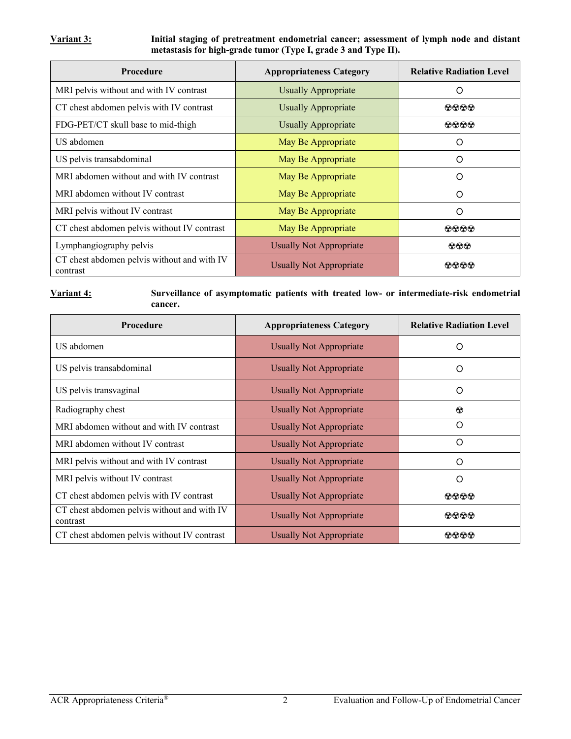**Variant 3:** **Initial staging of pretreatment endometrial cancer; assessment of lymph node and distant metastasis for high-grade tumor (Type I, grade 3 and Type II).**

| Procedure | Appropriateness Category | Relative Radiation Level |
|---|---|---|
| MRI pelvis without and with IV contrast | Usually Appropriate | O |
| CT chest abdomen pelvis with IV contrast | Usually Appropriate | ☢☢☢☢ |
| FDG-PET/CT skull base to mid-thigh | Usually Appropriate | ☢☢☢☢ |
| US abdomen | May Be Appropriate | O |
| US pelvis transabdominal | May Be Appropriate | O |
| MRI abdomen without and with IV contrast | May Be Appropriate | O |
| MRI abdomen without IV contrast | May Be Appropriate | O |
| MRI pelvis without IV contrast | May Be Appropriate | O |
| CT chest abdomen pelvis without IV contrast | May Be Appropriate | ☢☢☢☢ |
| Lymphangiography pelvis | Usually Not Appropriate | ☢☢☢ |
| CT chest abdomen pelvis without and with IV contrast | Usually Not Appropriate | ☢☢☢☢ |

**Variant 4:** **Surveillance of asymptomatic patients with treated low- or intermediate-risk endometrial cancer.**

| Procedure | Appropriateness Category | Relative Radiation Level |
|---|---|---|
| US abdomen | Usually Not Appropriate | O |
| US pelvis transabdominal | Usually Not Appropriate | O |
| US pelvis transvaginal | Usually Not Appropriate | O |
| Radiography chest | Usually Not Appropriate | ☢ |
| MRI abdomen without and with IV contrast | Usually Not Appropriate | O |
| MRI abdomen without IV contrast | Usually Not Appropriate | O |
| MRI pelvis without and with IV contrast | Usually Not Appropriate | O |
| MRI pelvis without IV contrast | Usually Not Appropriate | O |
| CT chest abdomen pelvis with IV contrast | Usually Not Appropriate | ☢☢☢☢ |
| CT chest abdomen pelvis without and with IV contrast | Usually Not Appropriate | ☢☢☢☢ |
| CT chest abdomen pelvis without IV contrast | Usually Not Appropriate | ☢☢☢☢ |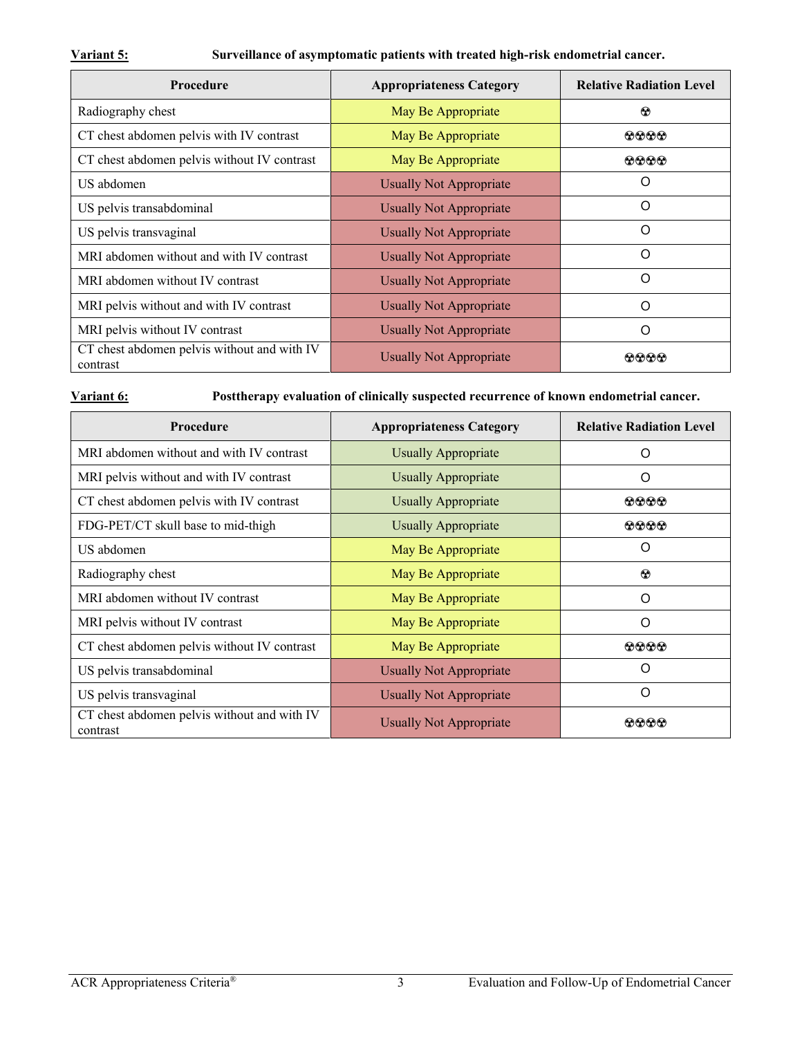**Variant 5:** **Surveillance of asymptomatic patients with treated high-risk endometrial cancer.**

| Procedure | Appropriateness Category | Relative Radiation Level |
|---|---|---|
| Radiography chest | May Be Appropriate | ☢ |
| CT chest abdomen pelvis with IV contrast | May Be Appropriate | ☢☢☢☢ |
| CT chest abdomen pelvis without IV contrast | May Be Appropriate | ☢☢☢☢ |
| US abdomen | Usually Not Appropriate | O |
| US pelvis transabdominal | Usually Not Appropriate | O |
| US pelvis transvaginal | Usually Not Appropriate | O |
| MRI abdomen without and with IV contrast | Usually Not Appropriate | O |
| MRI abdomen without IV contrast | Usually Not Appropriate | O |
| MRI pelvis without and with IV contrast | Usually Not Appropriate | O |
| MRI pelvis without IV contrast | Usually Not Appropriate | O |
| CT chest abdomen pelvis without and with IV contrast | Usually Not Appropriate | ☢☢☢☢ |

**Variant 6:** **Posttherapy evaluation of clinically suspected recurrence of known endometrial cancer.**

| Procedure | Appropriateness Category | Relative Radiation Level |
|---|---|---|
| MRI abdomen without and with IV contrast | Usually Appropriate | O |
| MRI pelvis without and with IV contrast | Usually Appropriate | O |
| CT chest abdomen pelvis with IV contrast | Usually Appropriate | ☢☢☢☢ |
| FDG-PET/CT skull base to mid-thigh | Usually Appropriate | ☢☢☢☢ |
| US abdomen | May Be Appropriate | O |
| Radiography chest | May Be Appropriate | ☢ |
| MRI abdomen without IV contrast | May Be Appropriate | O |
| MRI pelvis without IV contrast | May Be Appropriate | O |
| CT chest abdomen pelvis without IV contrast | May Be Appropriate | ☢☢☢☢ |
| US pelvis transabdominal | Usually Not Appropriate | O |
| US pelvis transvaginal | Usually Not Appropriate | O |
| CT chest abdomen pelvis without and with IV contrast | Usually Not Appropriate | ☢☢☢☢ |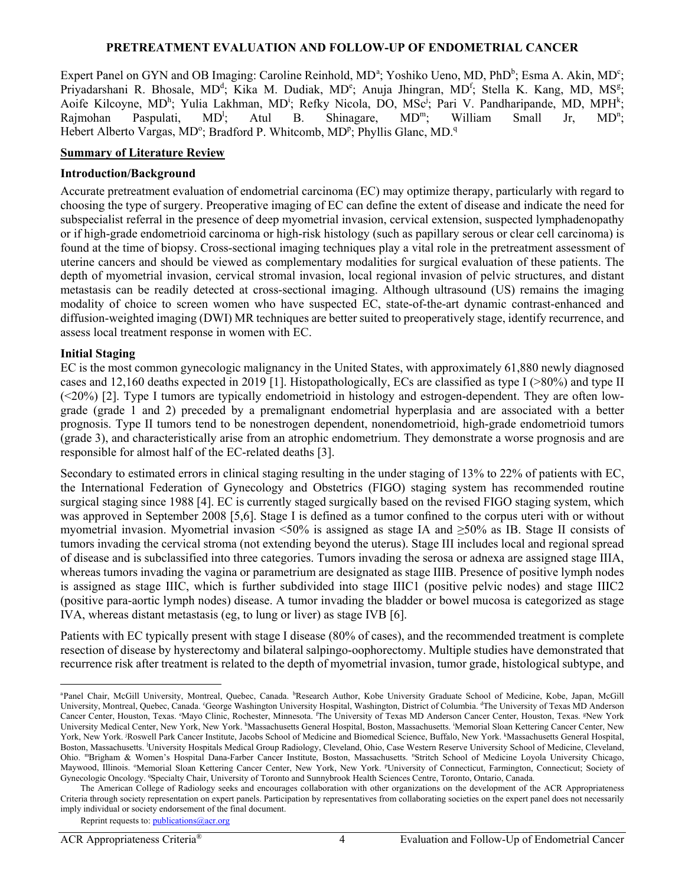**PRETREATMENT EVALUATION AND FOLLOW-UP OF ENDOMETRIAL CANCER**

Expert Panel on GYN and OB Imaging: Caroline Reinhold, MD[a]; Yoshiko Ueno, MD, PhD[b]; Esma A. Akin, MD[c]; Priyadarshani R. Bhosale, MD[d]; Kika M. Dudiak, MD[e]; Anuja Jhingran, MD[f]; Stella K. Kang, MD, MS[g]; Aoife Kilcoyne, MD[h]; Yulia Lakhman, MD[i]; Refky Nicola, DO, MSc[j]; Pari V. Pandharipande, MD, MPH[k]; Rajmohan Paspulati, MD[l]; Atul B. Shinagare, MD[m]; William Small Jr, MD[n]; Hebert Alberto Vargas, MD[o]; Bradford P. Whitcomb, MD[p]; Phyllis Glanc, MD.[q]

## Summary of Literature Review

### Introduction/Background

Accurate pretreatment evaluation of endometrial carcinoma (EC) may optimize therapy, particularly with regard to choosing the type of surgery. Preoperative imaging of EC can define the extent of disease and indicate the need for subspecialist referral in the presence of deep myometrial invasion, cervical extension, suspected lymphadenopathy or if high-grade endometrioid carcinoma or high-risk histology (such as papillary serous or clear cell carcinoma) is found at the time of biopsy. Cross-sectional imaging techniques play a vital role in the pretreatment assessment of uterine cancers and should be viewed as complementary modalities for surgical evaluation of these patients. The depth of myometrial invasion, cervical stromal invasion, local regional invasion of pelvic structures, and distant metastasis can be readily detected at cross-sectional imaging. Although ultrasound (US) remains the imaging modality of choice to screen women who have suspected EC, state-of-the-art dynamic contrast-enhanced and diffusion-weighted imaging (DWI) MR techniques are better suited to preoperatively stage, identify recurrence, and assess local treatment response in women with EC.

### Initial Staging

EC is the most common gynecologic malignancy in the United States, with approximately 61,880 newly diagnosed cases and 12,160 deaths expected in 2019 [1]. Histopathologically, ECs are classified as type I (>80%) and type II (<20%) [2]. Type I tumors are typically endometrioid in histology and estrogen-dependent. They are often low-grade (grade 1 and 2) preceded by a premalignant endometrial hyperplasia and are associated with a better prognosis. Type II tumors tend to be nonestrogen dependent, nonendometrioid, high-grade endometrioid tumors (grade 3), and characteristically arise from an atrophic endometrium. They demonstrate a worse prognosis and are responsible for almost half of the EC-related deaths [3].

Secondary to estimated errors in clinical staging resulting in the under staging of 13% to 22% of patients with EC, the International Federation of Gynecology and Obstetrics (FIGO) staging system has recommended routine surgical staging since 1988 [4]. EC is currently staged surgically based on the revised FIGO staging system, which was approved in September 2008 [5,6]. Stage I is defined as a tumor confined to the corpus uteri with or without myometrial invasion. Myometrial invasion <50% is assigned as stage IA and ≥50% as IB. Stage II consists of tumors invading the cervical stroma (not extending beyond the uterus). Stage III includes local and regional spread of disease and is subclassified into three categories. Tumors invading the serosa or adnexa are assigned stage IIIA, whereas tumors invading the vagina or parametrium are designated as stage IIIB. Presence of positive lymph nodes is assigned as stage IIIC, which is further subdivided into stage IIIC1 (positive pelvic nodes) and stage IIIC2 (positive para-aortic lymph nodes) disease. A tumor invading the bladder or bowel mucosa is categorized as stage IVA, whereas distant metastasis (eg, to lung or liver) as stage IVB [6].

Patients with EC typically present with stage I disease (80% of cases), and the recommended treatment is complete resection of disease by hysterectomy and bilateral salpingo-oophorectomy. Multiple studies have demonstrated that recurrence risk after treatment is related to the depth of myometrial invasion, tumor grade, histological subtype, and

---

[a]Panel Chair, McGill University, Montreal, Quebec, Canada. [b]Research Author, Kobe University Graduate School of Medicine, Kobe, Japan, McGill University, Montreal, Quebec, Canada. [c]George Washington University Hospital, Washington, District of Columbia. [d]The University of Texas MD Anderson Cancer Center, Houston, Texas. [e]Mayo Clinic, Rochester, Minnesota. [f]The University of Texas MD Anderson Cancer Center, Houston, Texas. [g]New York University Medical Center, New York, New York. [h]Massachusetts General Hospital, Boston, Massachusetts. [i]Memorial Sloan Kettering Cancer Center, New York, New York. [j]Roswell Park Cancer Institute, Jacobs School of Medicine and Biomedical Science, Buffalo, New York. [k]Massachusetts General Hospital, Boston, Massachusetts. [l]University Hospitals Medical Group Radiology, Cleveland, Ohio, Case Western Reserve University School of Medicine, Cleveland, Ohio. [m]Brigham & Women's Hospital Dana-Farber Cancer Institute, Boston, Massachusetts. [n]Stritch School of Medicine Loyola University Chicago, Maywood, Illinois. [o]Memorial Sloan Kettering Cancer Center, New York, New York. [p]University of Connecticut, Farmington, Connecticut; Society of Gynecologic Oncology. [q]Specialty Chair, University of Toronto and Sunnybrook Health Sciences Centre, Toronto, Ontario, Canada.

The American College of Radiology seeks and encourages collaboration with other organizations on the development of the ACR Appropriateness Criteria through society representation on expert panels. Participation by representatives from collaborating societies on the expert panel does not necessarily imply individual or society endorsement of the final document.

Reprint requests to: publications@acr.org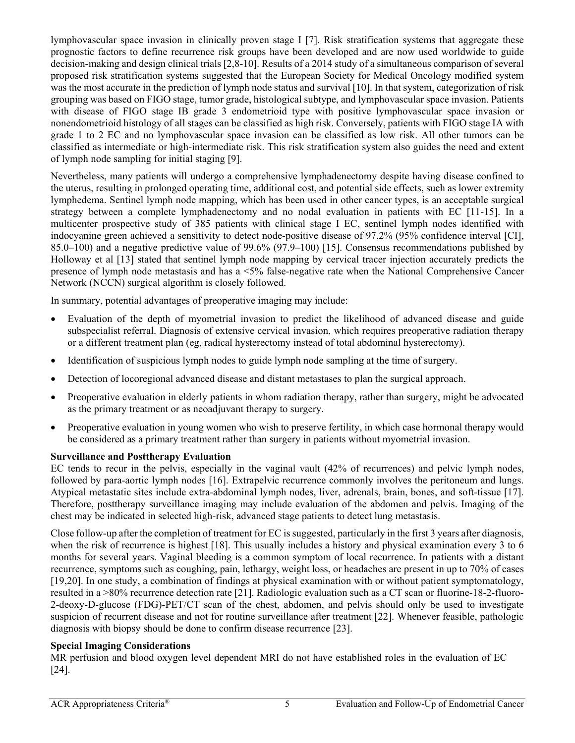lymphovascular space invasion in clinically proven stage I [7]. Risk stratification systems that aggregate these prognostic factors to define recurrence risk groups have been developed and are now used worldwide to guide decision-making and design clinical trials [2,8-10]. Results of a 2014 study of a simultaneous comparison of several proposed risk stratification systems suggested that the European Society for Medical Oncology modified system was the most accurate in the prediction of lymph node status and survival [10]. In that system, categorization of risk grouping was based on FIGO stage, tumor grade, histological subtype, and lymphovascular space invasion. Patients with disease of FIGO stage IB grade 3 endometrioid type with positive lymphovascular space invasion or nonendometrioid histology of all stages can be classified as high risk. Conversely, patients with FIGO stage IA with grade 1 to 2 EC and no lymphovascular space invasion can be classified as low risk. All other tumors can be classified as intermediate or high-intermediate risk. This risk stratification system also guides the need and extent of lymph node sampling for initial staging [9].

Nevertheless, many patients will undergo a comprehensive lymphadenectomy despite having disease confined to the uterus, resulting in prolonged operating time, additional cost, and potential side effects, such as lower extremity lymphedema. Sentinel lymph node mapping, which has been used in other cancer types, is an acceptable surgical strategy between a complete lymphadenectomy and no nodal evaluation in patients with EC [11-15]. In a multicenter prospective study of 385 patients with clinical stage I EC, sentinel lymph nodes identified with indocyanine green achieved a sensitivity to detect node-positive disease of 97.2% (95% confidence interval [CI], 85.0–100) and a negative predictive value of 99.6% (97.9–100) [15]. Consensus recommendations published by Holloway et al [13] stated that sentinel lymph node mapping by cervical tracer injection accurately predicts the presence of lymph node metastasis and has a <5% false-negative rate when the National Comprehensive Cancer Network (NCCN) surgical algorithm is closely followed.

In summary, potential advantages of preoperative imaging may include:

- Evaluation of the depth of myometrial invasion to predict the likelihood of advanced disease and guide subspecialist referral. Diagnosis of extensive cervical invasion, which requires preoperative radiation therapy or a different treatment plan (eg, radical hysterectomy instead of total abdominal hysterectomy).
- Identification of suspicious lymph nodes to guide lymph node sampling at the time of surgery.
- Detection of locoregional advanced disease and distant metastases to plan the surgical approach.
- Preoperative evaluation in elderly patients in whom radiation therapy, rather than surgery, might be advocated as the primary treatment or as neoadjuvant therapy to surgery.
- Preoperative evaluation in young women who wish to preserve fertility, in which case hormonal therapy would be considered as a primary treatment rather than surgery in patients without myometrial invasion.

**Surveillance and Posttherapy Evaluation**

EC tends to recur in the pelvis, especially in the vaginal vault (42% of recurrences) and pelvic lymph nodes, followed by para-aortic lymph nodes [16]. Extrapelvic recurrence commonly involves the peritoneum and lungs. Atypical metastatic sites include extra-abdominal lymph nodes, liver, adrenals, brain, bones, and soft-tissue [17]. Therefore, posttherapy surveillance imaging may include evaluation of the abdomen and pelvis. Imaging of the chest may be indicated in selected high-risk, advanced stage patients to detect lung metastasis.

Close follow-up after the completion of treatment for EC is suggested, particularly in the first 3 years after diagnosis, when the risk of recurrence is highest [18]. This usually includes a history and physical examination every 3 to 6 months for several years. Vaginal bleeding is a common symptom of local recurrence. In patients with a distant recurrence, symptoms such as coughing, pain, lethargy, weight loss, or headaches are present in up to 70% of cases [19,20]. In one study, a combination of findings at physical examination with or without patient symptomatology, resulted in a >80% recurrence detection rate [21]. Radiologic evaluation such as a CT scan or fluorine-18-2-fluoro-2-deoxy-D-glucose (FDG)-PET/CT scan of the chest, abdomen, and pelvis should only be used to investigate suspicion of recurrent disease and not for routine surveillance after treatment [22]. Whenever feasible, pathologic diagnosis with biopsy should be done to confirm disease recurrence [23].

**Special Imaging Considerations**

MR perfusion and blood oxygen level dependent MRI do not have established roles in the evaluation of EC [24].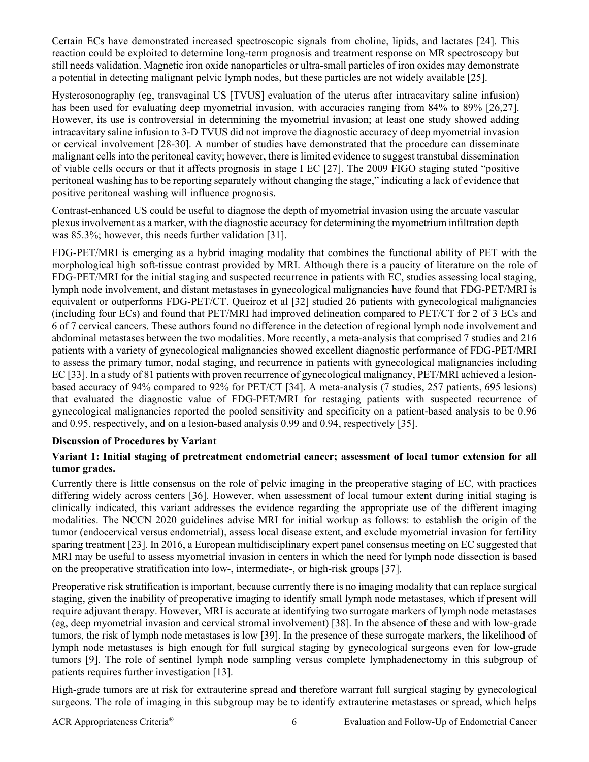Certain ECs have demonstrated increased spectroscopic signals from choline, lipids, and lactates [24]. This reaction could be exploited to determine long-term prognosis and treatment response on MR spectroscopy but still needs validation. Magnetic iron oxide nanoparticles or ultra-small particles of iron oxides may demonstrate a potential in detecting malignant pelvic lymph nodes, but these particles are not widely available [25].

Hysterosonography (eg, transvaginal US [TVUS] evaluation of the uterus after intracavitary saline infusion) has been used for evaluating deep myometrial invasion, with accuracies ranging from 84% to 89% [26,27]. However, its use is controversial in determining the myometrial invasion; at least one study showed adding intracavitary saline infusion to 3-D TVUS did not improve the diagnostic accuracy of deep myometrial invasion or cervical involvement [28-30]. A number of studies have demonstrated that the procedure can disseminate malignant cells into the peritoneal cavity; however, there is limited evidence to suggest transtubal dissemination of viable cells occurs or that it affects prognosis in stage I EC [27]. The 2009 FIGO staging stated "positive peritoneal washing has to be reporting separately without changing the stage," indicating a lack of evidence that positive peritoneal washing will influence prognosis.

Contrast-enhanced US could be useful to diagnose the depth of myometrial invasion using the arcuate vascular plexus involvement as a marker, with the diagnostic accuracy for determining the myometrium infiltration depth was 85.3%; however, this needs further validation [31].

FDG-PET/MRI is emerging as a hybrid imaging modality that combines the functional ability of PET with the morphological high soft-tissue contrast provided by MRI. Although there is a paucity of literature on the role of FDG-PET/MRI for the initial staging and suspected recurrence in patients with EC, studies assessing local staging, lymph node involvement, and distant metastases in gynecological malignancies have found that FDG-PET/MRI is equivalent or outperforms FDG-PET/CT. Queiroz et al [32] studied 26 patients with gynecological malignancies (including four ECs) and found that PET/MRI had improved delineation compared to PET/CT for 2 of 3 ECs and 6 of 7 cervical cancers. These authors found no difference in the detection of regional lymph node involvement and abdominal metastases between the two modalities. More recently, a meta-analysis that comprised 7 studies and 216 patients with a variety of gynecological malignancies showed excellent diagnostic performance of FDG-PET/MRI to assess the primary tumor, nodal staging, and recurrence in patients with gynecological malignancies including EC [33]. In a study of 81 patients with proven recurrence of gynecological malignancy, PET/MRI achieved a lesion-based accuracy of 94% compared to 92% for PET/CT [34]. A meta-analysis (7 studies, 257 patients, 695 lesions) that evaluated the diagnostic value of FDG-PET/MRI for restaging patients with suspected recurrence of gynecological malignancies reported the pooled sensitivity and specificity on a patient-based analysis to be 0.96 and 0.95, respectively, and on a lesion-based analysis 0.99 and 0.94, respectively [35].

## Discussion of Procedures by Variant

### Variant 1: Initial staging of pretreatment endometrial cancer; assessment of local tumor extension for all tumor grades.

Currently there is little consensus on the role of pelvic imaging in the preoperative staging of EC, with practices differing widely across centers [36]. However, when assessment of local tumour extent during initial staging is clinically indicated, this variant addresses the evidence regarding the appropriate use of the different imaging modalities. The NCCN 2020 guidelines advise MRI for initial workup as follows: to establish the origin of the tumor (endocervical versus endometrial), assess local disease extent, and exclude myometrial invasion for fertility sparing treatment [23]. In 2016, a European multidisciplinary expert panel consensus meeting on EC suggested that MRI may be useful to assess myometrial invasion in centers in which the need for lymph node dissection is based on the preoperative stratification into low-, intermediate-, or high-risk groups [37].

Preoperative risk stratification is important, because currently there is no imaging modality that can replace surgical staging, given the inability of preoperative imaging to identify small lymph node metastases, which if present will require adjuvant therapy. However, MRI is accurate at identifying two surrogate markers of lymph node metastases (eg, deep myometrial invasion and cervical stromal involvement) [38]. In the absence of these and with low-grade tumors, the risk of lymph node metastases is low [39]. In the presence of these surrogate markers, the likelihood of lymph node metastases is high enough for full surgical staging by gynecological surgeons even for low-grade tumors [9]. The role of sentinel lymph node sampling versus complete lymphadenectomy in this subgroup of patients requires further investigation [13].

High-grade tumors are at risk for extrauterine spread and therefore warrant full surgical staging by gynecological surgeons. The role of imaging in this subgroup may be to identify extrauterine metastases or spread, which helps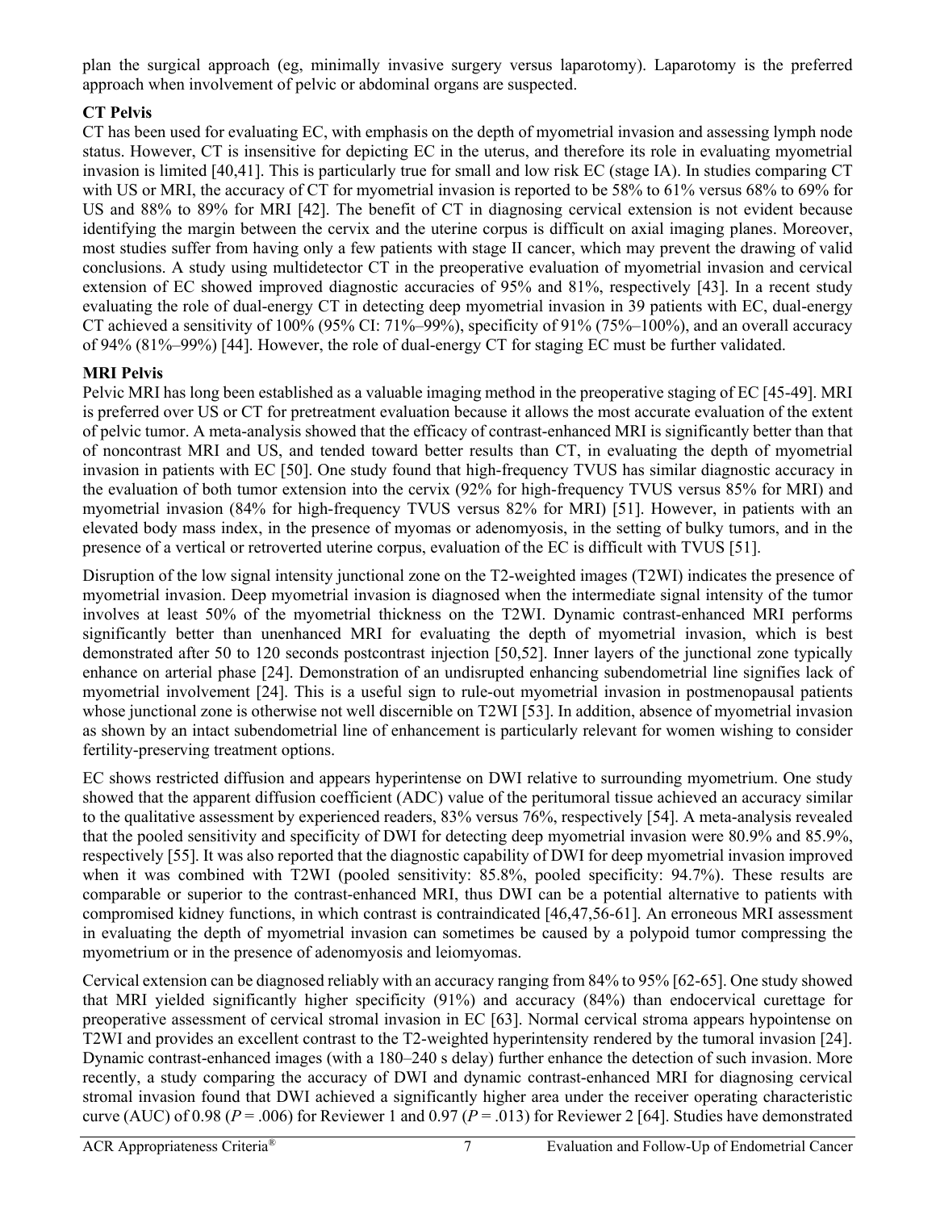plan the surgical approach (eg, minimally invasive surgery versus laparotomy). Laparotomy is the preferred approach when involvement of pelvic or abdominal organs are suspected.

### CT Pelvis

CT has been used for evaluating EC, with emphasis on the depth of myometrial invasion and assessing lymph node status. However, CT is insensitive for depicting EC in the uterus, and therefore its role in evaluating myometrial invasion is limited [40,41]. This is particularly true for small and low risk EC (stage IA). In studies comparing CT with US or MRI, the accuracy of CT for myometrial invasion is reported to be 58% to 61% versus 68% to 69% for US and 88% to 89% for MRI [42]. The benefit of CT in diagnosing cervical extension is not evident because identifying the margin between the cervix and the uterine corpus is difficult on axial imaging planes. Moreover, most studies suffer from having only a few patients with stage II cancer, which may prevent the drawing of valid conclusions. A study using multidetector CT in the preoperative evaluation of myometrial invasion and cervical extension of EC showed improved diagnostic accuracies of 95% and 81%, respectively [43]. In a recent study evaluating the role of dual-energy CT in detecting deep myometrial invasion in 39 patients with EC, dual-energy CT achieved a sensitivity of 100% (95% CI: 71%–99%), specificity of 91% (75%–100%), and an overall accuracy of 94% (81%–99%) [44]. However, the role of dual-energy CT for staging EC must be further validated.

### MRI Pelvis

Pelvic MRI has long been established as a valuable imaging method in the preoperative staging of EC [45-49]. MRI is preferred over US or CT for pretreatment evaluation because it allows the most accurate evaluation of the extent of pelvic tumor. A meta-analysis showed that the efficacy of contrast-enhanced MRI is significantly better than that of noncontrast MRI and US, and tended toward better results than CT, in evaluating the depth of myometrial invasion in patients with EC [50]. One study found that high-frequency TVUS has similar diagnostic accuracy in the evaluation of both tumor extension into the cervix (92% for high-frequency TVUS versus 85% for MRI) and myometrial invasion (84% for high-frequency TVUS versus 82% for MRI) [51]. However, in patients with an elevated body mass index, in the presence of myomas or adenomyosis, in the setting of bulky tumors, and in the presence of a vertical or retroverted uterine corpus, evaluation of the EC is difficult with TVUS [51].

Disruption of the low signal intensity junctional zone on the T2-weighted images (T2WI) indicates the presence of myometrial invasion. Deep myometrial invasion is diagnosed when the intermediate signal intensity of the tumor involves at least 50% of the myometrial thickness on the T2WI. Dynamic contrast-enhanced MRI performs significantly better than unenhanced MRI for evaluating the depth of myometrial invasion, which is best demonstrated after 50 to 120 seconds postcontrast injection [50,52]. Inner layers of the junctional zone typically enhance on arterial phase [24]. Demonstration of an undisrupted enhancing subendometrial line signifies lack of myometrial involvement [24]. This is a useful sign to rule-out myometrial invasion in postmenopausal patients whose junctional zone is otherwise not well discernible on T2WI [53]. In addition, absence of myometrial invasion as shown by an intact subendometrial line of enhancement is particularly relevant for women wishing to consider fertility-preserving treatment options.

EC shows restricted diffusion and appears hyperintense on DWI relative to surrounding myometrium. One study showed that the apparent diffusion coefficient (ADC) value of the peritumoral tissue achieved an accuracy similar to the qualitative assessment by experienced readers, 83% versus 76%, respectively [54]. A meta-analysis revealed that the pooled sensitivity and specificity of DWI for detecting deep myometrial invasion were 80.9% and 85.9%, respectively [55]. It was also reported that the diagnostic capability of DWI for deep myometrial invasion improved when it was combined with T2WI (pooled sensitivity: 85.8%, pooled specificity: 94.7%). These results are comparable or superior to the contrast-enhanced MRI, thus DWI can be a potential alternative to patients with compromised kidney functions, in which contrast is contraindicated [46,47,56-61]. An erroneous MRI assessment in evaluating the depth of myometrial invasion can sometimes be caused by a polypoid tumor compressing the myometrium or in the presence of adenomyosis and leiomyomas.

Cervical extension can be diagnosed reliably with an accuracy ranging from 84% to 95% [62-65]. One study showed that MRI yielded significantly higher specificity (91%) and accuracy (84%) than endocervical curettage for preoperative assessment of cervical stromal invasion in EC [63]. Normal cervical stroma appears hypointense on T2WI and provides an excellent contrast to the T2-weighted hyperintensity rendered by the tumoral invasion [24]. Dynamic contrast-enhanced images (with a 180–240 s delay) further enhance the detection of such invasion. More recently, a study comparing the accuracy of DWI and dynamic contrast-enhanced MRI for diagnosing cervical stromal invasion found that DWI achieved a significantly higher area under the receiver operating characteristic curve (AUC) of 0.98 ($P = .006$) for Reviewer 1 and 0.97 ($P = .013$) for Reviewer 2 [64]. Studies have demonstrated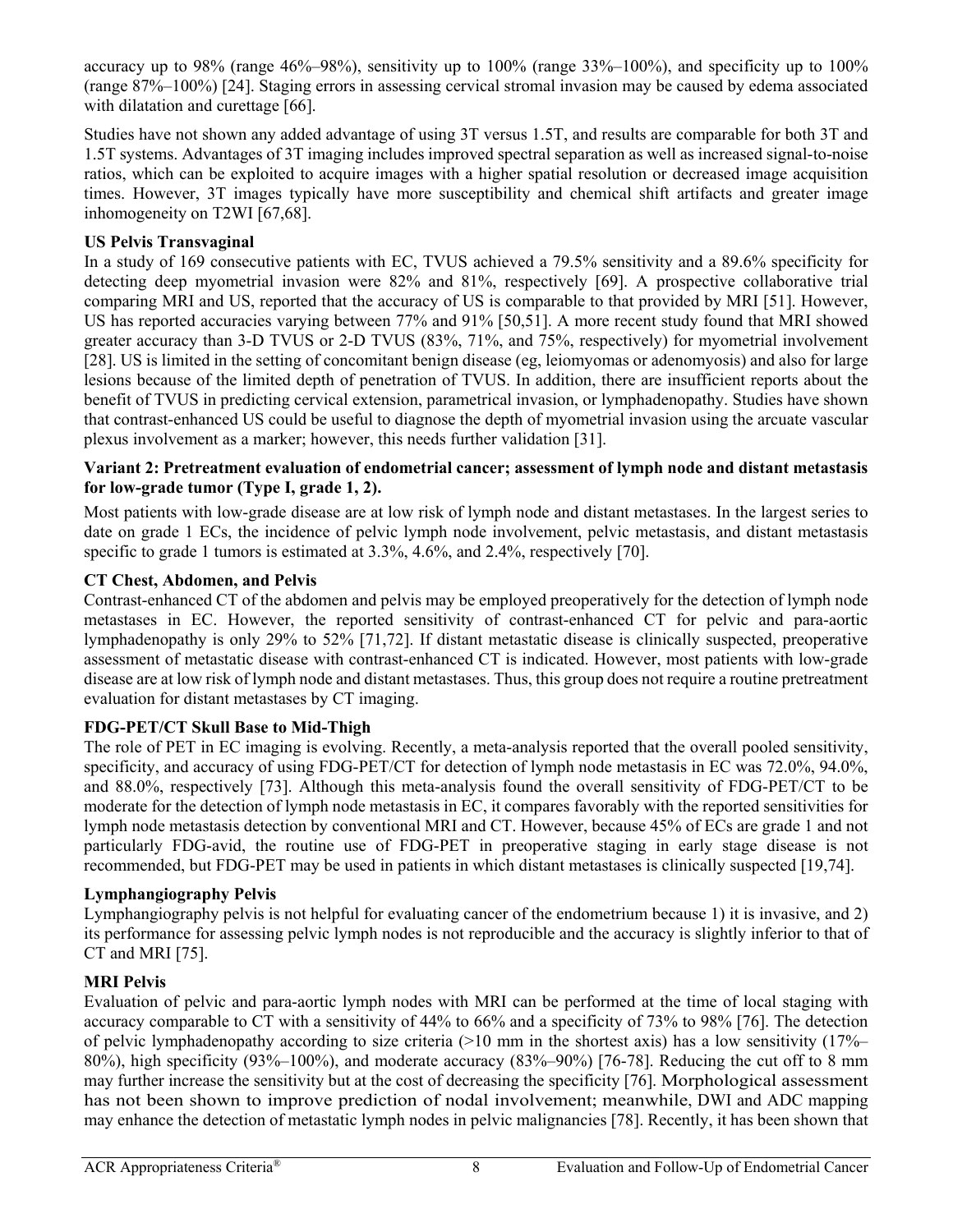accuracy up to 98% (range 46%–98%), sensitivity up to 100% (range 33%–100%), and specificity up to 100% (range 87%–100%) [24]. Staging errors in assessing cervical stromal invasion may be caused by edema associated with dilatation and curettage [66].

Studies have not shown any added advantage of using 3T versus 1.5T, and results are comparable for both 3T and 1.5T systems. Advantages of 3T imaging includes improved spectral separation as well as increased signal-to-noise ratios, which can be exploited to acquire images with a higher spatial resolution or decreased image acquisition times. However, 3T images typically have more susceptibility and chemical shift artifacts and greater image inhomogeneity on T2WI [67,68].

**US Pelvis Transvaginal**

In a study of 169 consecutive patients with EC, TVUS achieved a 79.5% sensitivity and a 89.6% specificity for detecting deep myometrial invasion were 82% and 81%, respectively [69]. A prospective collaborative trial comparing MRI and US, reported that the accuracy of US is comparable to that provided by MRI [51]. However, US has reported accuracies varying between 77% and 91% [50,51]. A more recent study found that MRI showed greater accuracy than 3-D TVUS or 2-D TVUS (83%, 71%, and 75%, respectively) for myometrial involvement [28]. US is limited in the setting of concomitant benign disease (eg, leiomyomas or adenomyosis) and also for large lesions because of the limited depth of penetration of TVUS. In addition, there are insufficient reports about the benefit of TVUS in predicting cervical extension, parametrical invasion, or lymphadenopathy. Studies have shown that contrast-enhanced US could be useful to diagnose the depth of myometrial invasion using the arcuate vascular plexus involvement as a marker; however, this needs further validation [31].

**Variant 2: Pretreatment evaluation of endometrial cancer; assessment of lymph node and distant metastasis for low-grade tumor (Type I, grade 1, 2).**

Most patients with low-grade disease are at low risk of lymph node and distant metastases. In the largest series to date on grade 1 ECs, the incidence of pelvic lymph node involvement, pelvic metastasis, and distant metastasis specific to grade 1 tumors is estimated at 3.3%, 4.6%, and 2.4%, respectively [70].

**CT Chest, Abdomen, and Pelvis**

Contrast-enhanced CT of the abdomen and pelvis may be employed preoperatively for the detection of lymph node metastases in EC. However, the reported sensitivity of contrast-enhanced CT for pelvic and para-aortic lymphadenopathy is only 29% to 52% [71,72]. If distant metastatic disease is clinically suspected, preoperative assessment of metastatic disease with contrast-enhanced CT is indicated. However, most patients with low-grade disease are at low risk of lymph node and distant metastases. Thus, this group does not require a routine pretreatment evaluation for distant metastases by CT imaging.

**FDG-PET/CT Skull Base to Mid-Thigh**

The role of PET in EC imaging is evolving. Recently, a meta-analysis reported that the overall pooled sensitivity, specificity, and accuracy of using FDG-PET/CT for detection of lymph node metastasis in EC was 72.0%, 94.0%, and 88.0%, respectively [73]. Although this meta-analysis found the overall sensitivity of FDG-PET/CT to be moderate for the detection of lymph node metastasis in EC, it compares favorably with the reported sensitivities for lymph node metastasis detection by conventional MRI and CT. However, because 45% of ECs are grade 1 and not particularly FDG-avid, the routine use of FDG-PET in preoperative staging in early stage disease is not recommended, but FDG-PET may be used in patients in which distant metastases is clinically suspected [19,74].

**Lymphangiography Pelvis**

Lymphangiography pelvis is not helpful for evaluating cancer of the endometrium because 1) it is invasive, and 2) its performance for assessing pelvic lymph nodes is not reproducible and the accuracy is slightly inferior to that of CT and MRI [75].

**MRI Pelvis**

Evaluation of pelvic and para-aortic lymph nodes with MRI can be performed at the time of local staging with accuracy comparable to CT with a sensitivity of 44% to 66% and a specificity of 73% to 98% [76]. The detection of pelvic lymphadenopathy according to size criteria (>10 mm in the shortest axis) has a low sensitivity (17%–80%), high specificity (93%–100%), and moderate accuracy (83%–90%) [76-78]. Reducing the cut off to 8 mm may further increase the sensitivity but at the cost of decreasing the specificity [76]. Morphological assessment has not been shown to improve prediction of nodal involvement; meanwhile, DWI and ADC mapping may enhance the detection of metastatic lymph nodes in pelvic malignancies [78]. Recently, it has been shown that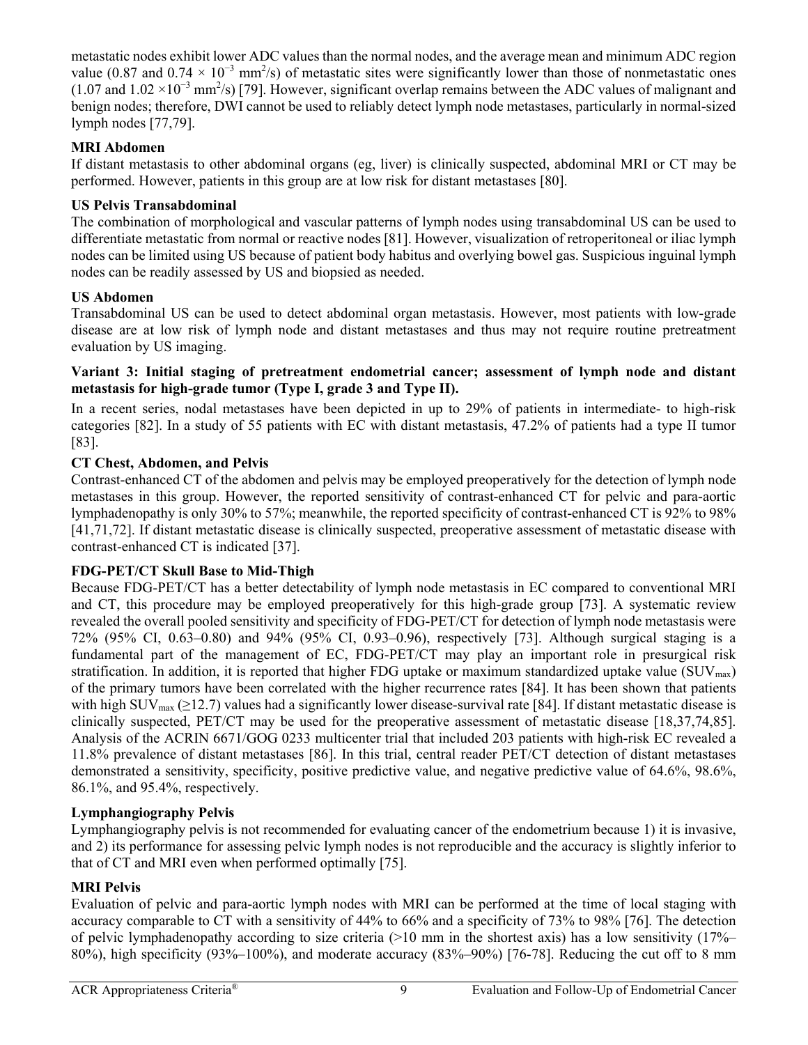metastatic nodes exhibit lower ADC values than the normal nodes, and the average mean and minimum ADC region value (0.87 and $0.74 \times 10^{-3}$ $mm^2/s$) of metastatic sites were significantly lower than those of nonmetastatic ones (1.07 and $1.02 \times 10^{-3}$ $mm^2/s$) [79]. However, significant overlap remains between the ADC values of malignant and benign nodes; therefore, DWI cannot be used to reliably detect lymph node metastases, particularly in normal-sized lymph nodes [77,79].

**MRI Abdomen**

If distant metastasis to other abdominal organs (eg, liver) is clinically suspected, abdominal MRI or CT may be performed. However, patients in this group are at low risk for distant metastases [80].

**US Pelvis Transabdominal**

The combination of morphological and vascular patterns of lymph nodes using transabdominal US can be used to differentiate metastatic from normal or reactive nodes [81]. However, visualization of retroperitoneal or iliac lymph nodes can be limited using US because of patient body habitus and overlying bowel gas. Suspicious inguinal lymph nodes can be readily assessed by US and biopsied as needed.

**US Abdomen**

Transabdominal US can be used to detect abdominal organ metastasis. However, most patients with low-grade disease are at low risk of lymph node and distant metastases and thus may not require routine pretreatment evaluation by US imaging.

**Variant 3: Initial staging of pretreatment endometrial cancer; assessment of lymph node and distant metastasis for high-grade tumor (Type I, grade 3 and Type II).**

In a recent series, nodal metastases have been depicted in up to 29% of patients in intermediate- to high-risk categories [82]. In a study of 55 patients with EC with distant metastasis, 47.2% of patients had a type II tumor [83].

**CT Chest, Abdomen, and Pelvis**

Contrast-enhanced CT of the abdomen and pelvis may be employed preoperatively for the detection of lymph node metastases in this group. However, the reported sensitivity of contrast-enhanced CT for pelvic and para-aortic lymphadenopathy is only 30% to 57%; meanwhile, the reported specificity of contrast-enhanced CT is 92% to 98% [41,71,72]. If distant metastatic disease is clinically suspected, preoperative assessment of metastatic disease with contrast-enhanced CT is indicated [37].

**FDG-PET/CT Skull Base to Mid-Thigh**

Because FDG-PET/CT has a better detectability of lymph node metastasis in EC compared to conventional MRI and CT, this procedure may be employed preoperatively for this high-grade group [73]. A systematic review revealed the overall pooled sensitivity and specificity of FDG-PET/CT for detection of lymph node metastasis were 72% (95% CI, 0.63–0.80) and 94% (95% CI, 0.93–0.96), respectively [73]. Although surgical staging is a fundamental part of the management of EC, FDG-PET/CT may play an important role in presurgical risk stratification. In addition, it is reported that higher FDG uptake or maximum standardized uptake value ($SUV_{max}$) of the primary tumors have been correlated with the higher recurrence rates [84]. It has been shown that patients with high $SUV_{max}$ ($\geq 12.7$) values had a significantly lower disease-survival rate [84]. If distant metastatic disease is clinically suspected, PET/CT may be used for the preoperative assessment of metastatic disease [18,37,74,85]. Analysis of the ACRIN 6671/GOG 0233 multicenter trial that included 203 patients with high-risk EC revealed a 11.8% prevalence of distant metastases [86]. In this trial, central reader PET/CT detection of distant metastases demonstrated a sensitivity, specificity, positive predictive value, and negative predictive value of 64.6%, 98.6%, 86.1%, and 95.4%, respectively.

**Lymphangiography Pelvis**

Lymphangiography pelvis is not recommended for evaluating cancer of the endometrium because 1) it is invasive, and 2) its performance for assessing pelvic lymph nodes is not reproducible and the accuracy is slightly inferior to that of CT and MRI even when performed optimally [75].

**MRI Pelvis**

Evaluation of pelvic and para-aortic lymph nodes with MRI can be performed at the time of local staging with accuracy comparable to CT with a sensitivity of 44% to 66% and a specificity of 73% to 98% [76]. The detection of pelvic lymphadenopathy according to size criteria (>10 mm in the shortest axis) has a low sensitivity (17%–80%), high specificity (93%–100%), and moderate accuracy (83%–90%) [76-78]. Reducing the cut off to 8 mm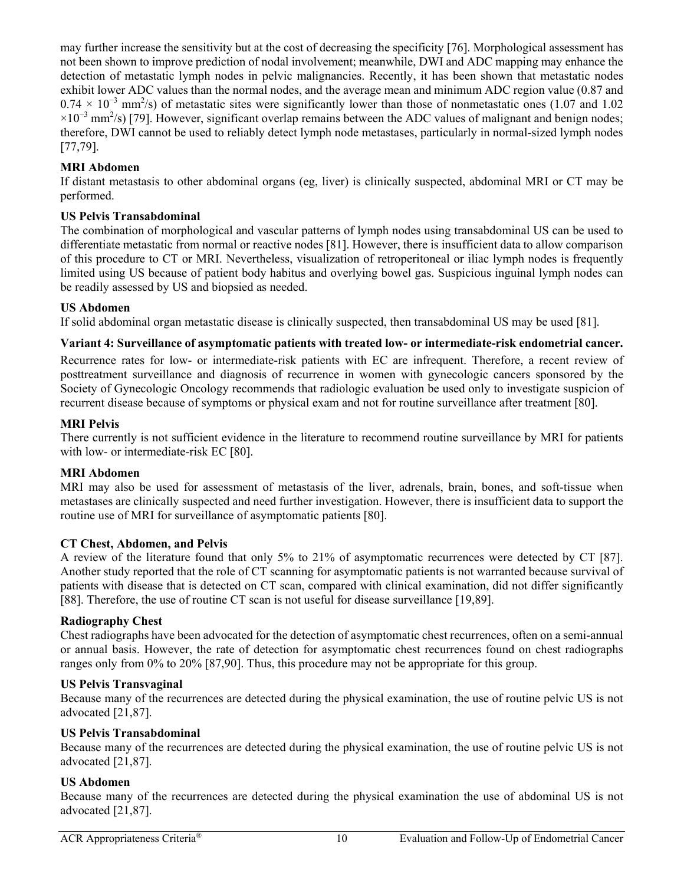may further increase the sensitivity but at the cost of decreasing the specificity [76]. Morphological assessment has not been shown to improve prediction of nodal involvement; meanwhile, DWI and ADC mapping may enhance the detection of metastatic lymph nodes in pelvic malignancies. Recently, it has been shown that metastatic nodes exhibit lower ADC values than the normal nodes, and the average mean and minimum ADC region value (0.87 and $0.74 \times 10^{-3}$ mm$^2$/s) of metastatic sites were significantly lower than those of nonmetastatic ones (1.07 and 1.02 $\times 10^{-3}$ mm$^2$/s) [79]. However, significant overlap remains between the ADC values of malignant and benign nodes; therefore, DWI cannot be used to reliably detect lymph node metastases, particularly in normal-sized lymph nodes [77,79].

**MRI Abdomen**

If distant metastasis to other abdominal organs (eg, liver) is clinically suspected, abdominal MRI or CT may be performed.

**US Pelvis Transabdominal**

The combination of morphological and vascular patterns of lymph nodes using transabdominal US can be used to differentiate metastatic from normal or reactive nodes [81]. However, there is insufficient data to allow comparison of this procedure to CT or MRI. Nevertheless, visualization of retroperitoneal or iliac lymph nodes is frequently limited using US because of patient body habitus and overlying bowel gas. Suspicious inguinal lymph nodes can be readily assessed by US and biopsied as needed.

**US Abdomen**

If solid abdominal organ metastatic disease is clinically suspected, then transabdominal US may be used [81].

**Variant 4: Surveillance of asymptomatic patients with treated low- or intermediate-risk endometrial cancer.**

Recurrence rates for low- or intermediate-risk patients with EC are infrequent. Therefore, a recent review of posttreatment surveillance and diagnosis of recurrence in women with gynecologic cancers sponsored by the Society of Gynecologic Oncology recommends that radiologic evaluation be used only to investigate suspicion of recurrent disease because of symptoms or physical exam and not for routine surveillance after treatment [80].

**MRI Pelvis**

There currently is not sufficient evidence in the literature to recommend routine surveillance by MRI for patients with low- or intermediate-risk EC [80].

**MRI Abdomen**

MRI may also be used for assessment of metastasis of the liver, adrenals, brain, bones, and soft-tissue when metastases are clinically suspected and need further investigation. However, there is insufficient data to support the routine use of MRI for surveillance of asymptomatic patients [80].

**CT Chest, Abdomen, and Pelvis**

A review of the literature found that only 5% to 21% of asymptomatic recurrences were detected by CT [87]. Another study reported that the role of CT scanning for asymptomatic patients is not warranted because survival of patients with disease that is detected on CT scan, compared with clinical examination, did not differ significantly [88]. Therefore, the use of routine CT scan is not useful for disease surveillance [19,89].

**Radiography Chest**

Chest radiographs have been advocated for the detection of asymptomatic chest recurrences, often on a semi-annual or annual basis. However, the rate of detection for asymptomatic chest recurrences found on chest radiographs ranges only from 0% to 20% [87,90]. Thus, this procedure may not be appropriate for this group.

**US Pelvis Transvaginal**

Because many of the recurrences are detected during the physical examination, the use of routine pelvic US is not advocated [21,87].

**US Pelvis Transabdominal**

Because many of the recurrences are detected during the physical examination, the use of routine pelvic US is not advocated [21,87].

**US Abdomen**

Because many of the recurrences are detected during the physical examination the use of abdominal US is not advocated [21,87].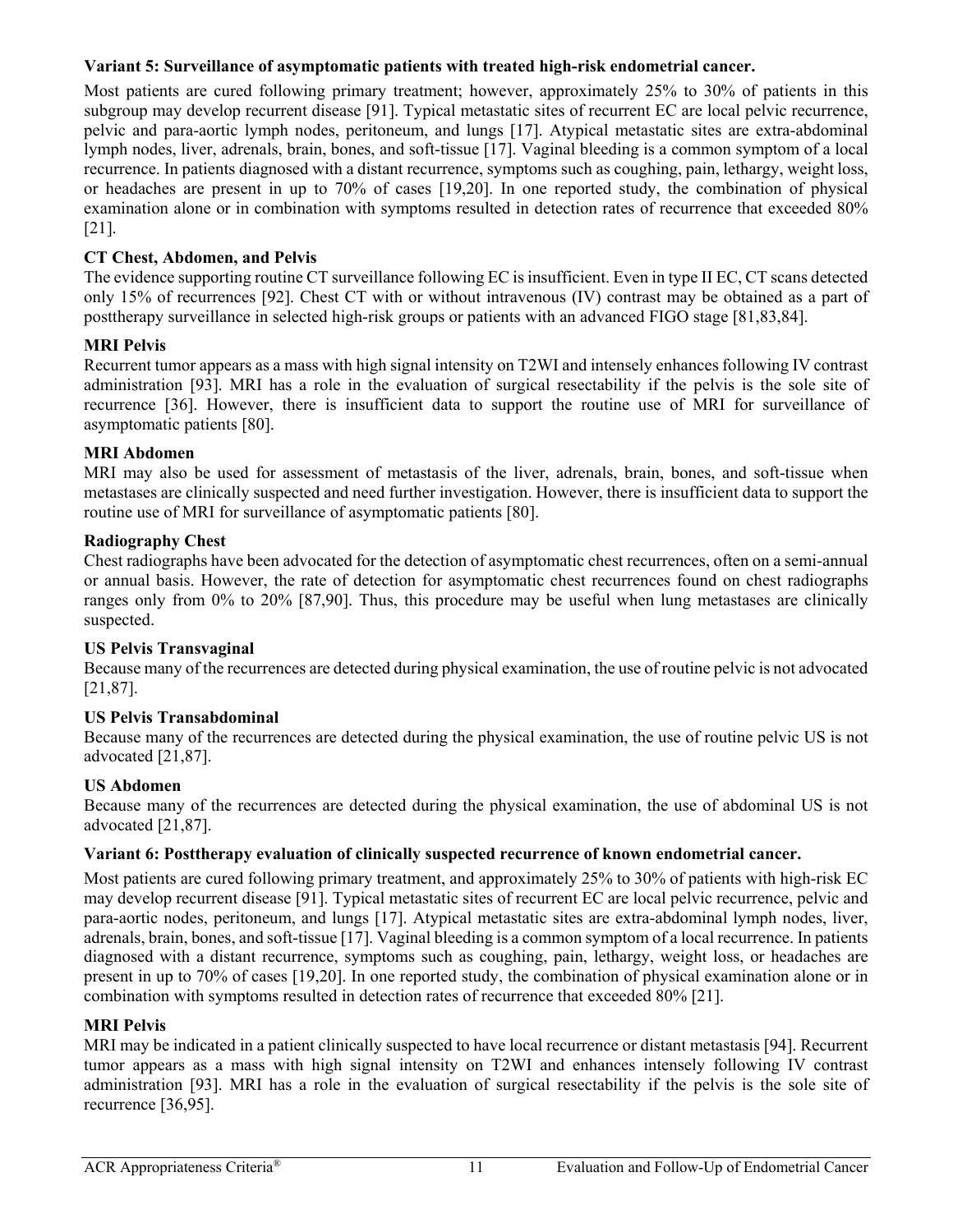**Variant 5: Surveillance of asymptomatic patients with treated high-risk endometrial cancer.**

Most patients are cured following primary treatment; however, approximately 25% to 30% of patients in this subgroup may develop recurrent disease [91]. Typical metastatic sites of recurrent EC are local pelvic recurrence, pelvic and para-aortic lymph nodes, peritoneum, and lungs [17]. Atypical metastatic sites are extra-abdominal lymph nodes, liver, adrenals, brain, bones, and soft-tissue [17]. Vaginal bleeding is a common symptom of a local recurrence. In patients diagnosed with a distant recurrence, symptoms such as coughing, pain, lethargy, weight loss, or headaches are present in up to 70% of cases [19,20]. In one reported study, the combination of physical examination alone or in combination with symptoms resulted in detection rates of recurrence that exceeded 80% [21].

**CT Chest, Abdomen, and Pelvis**

The evidence supporting routine CT surveillance following EC is insufficient. Even in type II EC, CT scans detected only 15% of recurrences [92]. Chest CT with or without intravenous (IV) contrast may be obtained as a part of posttherapy surveillance in selected high-risk groups or patients with an advanced FIGO stage [81,83,84].

**MRI Pelvis**

Recurrent tumor appears as a mass with high signal intensity on T2WI and intensely enhances following IV contrast administration [93]. MRI has a role in the evaluation of surgical resectability if the pelvis is the sole site of recurrence [36]. However, there is insufficient data to support the routine use of MRI for surveillance of asymptomatic patients [80].

**MRI Abdomen**

MRI may also be used for assessment of metastasis of the liver, adrenals, brain, bones, and soft-tissue when metastases are clinically suspected and need further investigation. However, there is insufficient data to support the routine use of MRI for surveillance of asymptomatic patients [80].

**Radiography Chest**

Chest radiographs have been advocated for the detection of asymptomatic chest recurrences, often on a semi-annual or annual basis. However, the rate of detection for asymptomatic chest recurrences found on chest radiographs ranges only from 0% to 20% [87,90]. Thus, this procedure may be useful when lung metastases are clinically suspected.

**US Pelvis Transvaginal**

Because many of the recurrences are detected during physical examination, the use of routine pelvic is not advocated [21,87].

**US Pelvis Transabdominal**

Because many of the recurrences are detected during the physical examination, the use of routine pelvic US is not advocated [21,87].

**US Abdomen**

Because many of the recurrences are detected during the physical examination, the use of abdominal US is not advocated [21,87].

**Variant 6: Posttherapy evaluation of clinically suspected recurrence of known endometrial cancer.**

Most patients are cured following primary treatment, and approximately 25% to 30% of patients with high-risk EC may develop recurrent disease [91]. Typical metastatic sites of recurrent EC are local pelvic recurrence, pelvic and para-aortic nodes, peritoneum, and lungs [17]. Atypical metastatic sites are extra-abdominal lymph nodes, liver, adrenals, brain, bones, and soft-tissue [17]. Vaginal bleeding is a common symptom of a local recurrence. In patients diagnosed with a distant recurrence, symptoms such as coughing, pain, lethargy, weight loss, or headaches are present in up to 70% of cases [19,20]. In one reported study, the combination of physical examination alone or in combination with symptoms resulted in detection rates of recurrence that exceeded 80% [21].

**MRI Pelvis**

MRI may be indicated in a patient clinically suspected to have local recurrence or distant metastasis [94]. Recurrent tumor appears as a mass with high signal intensity on T2WI and enhances intensely following IV contrast administration [93]. MRI has a role in the evaluation of surgical resectability if the pelvis is the sole site of recurrence [36,95].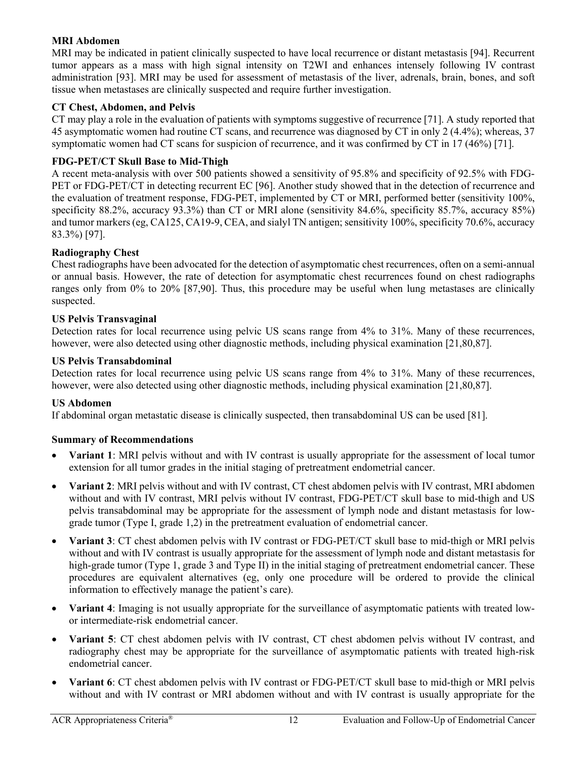**MRI Abdomen**

MRI may be indicated in patient clinically suspected to have local recurrence or distant metastasis [94]. Recurrent tumor appears as a mass with high signal intensity on T2WI and enhances intensely following IV contrast administration [93]. MRI may be used for assessment of metastasis of the liver, adrenals, brain, bones, and soft tissue when metastases are clinically suspected and require further investigation.

**CT Chest, Abdomen, and Pelvis**

CT may play a role in the evaluation of patients with symptoms suggestive of recurrence [71]. A study reported that 45 asymptomatic women had routine CT scans, and recurrence was diagnosed by CT in only 2 (4.4%); whereas, 37 symptomatic women had CT scans for suspicion of recurrence, and it was confirmed by CT in 17 (46%) [71].

**FDG-PET/CT Skull Base to Mid-Thigh**

A recent meta-analysis with over 500 patients showed a sensitivity of 95.8% and specificity of 92.5% with FDG-PET or FDG-PET/CT in detecting recurrent EC [96]. Another study showed that in the detection of recurrence and the evaluation of treatment response, FDG-PET, implemented by CT or MRI, performed better (sensitivity 100%, specificity 88.2%, accuracy 93.3%) than CT or MRI alone (sensitivity 84.6%, specificity 85.7%, accuracy 85%) and tumor markers (eg, CA125, CA19-9, CEA, and sialyl TN antigen; sensitivity 100%, specificity 70.6%, accuracy 83.3%) [97].

**Radiography Chest**

Chest radiographs have been advocated for the detection of asymptomatic chest recurrences, often on a semi-annual or annual basis. However, the rate of detection for asymptomatic chest recurrences found on chest radiographs ranges only from 0% to 20% [87,90]. Thus, this procedure may be useful when lung metastases are clinically suspected.

**US Pelvis Transvaginal**

Detection rates for local recurrence using pelvic US scans range from 4% to 31%. Many of these recurrences, however, were also detected using other diagnostic methods, including physical examination [21,80,87].

**US Pelvis Transabdominal**

Detection rates for local recurrence using pelvic US scans range from 4% to 31%. Many of these recurrences, however, were also detected using other diagnostic methods, including physical examination [21,80,87].

**US Abdomen**

If abdominal organ metastatic disease is clinically suspected, then transabdominal US can be used [81].

**Summary of Recommendations**

- **Variant 1**: MRI pelvis without and with IV contrast is usually appropriate for the assessment of local tumor extension for all tumor grades in the initial staging of pretreatment endometrial cancer.
- **Variant 2**: MRI pelvis without and with IV contrast, CT chest abdomen pelvis with IV contrast, MRI abdomen without and with IV contrast, MRI pelvis without IV contrast, FDG-PET/CT skull base to mid-thigh and US pelvis transabdominal may be appropriate for the assessment of lymph node and distant metastasis for low-grade tumor (Type I, grade 1,2) in the pretreatment evaluation of endometrial cancer.
- **Variant 3**: CT chest abdomen pelvis with IV contrast or FDG-PET/CT skull base to mid-thigh or MRI pelvis without and with IV contrast is usually appropriate for the assessment of lymph node and distant metastasis for high-grade tumor (Type 1, grade 3 and Type II) in the initial staging of pretreatment endometrial cancer. These procedures are equivalent alternatives (eg, only one procedure will be ordered to provide the clinical information to effectively manage the patient's care).
- **Variant 4**: Imaging is not usually appropriate for the surveillance of asymptomatic patients with treated low- or intermediate-risk endometrial cancer.
- **Variant 5**: CT chest abdomen pelvis with IV contrast, CT chest abdomen pelvis without IV contrast, and radiography chest may be appropriate for the surveillance of asymptomatic patients with treated high-risk endometrial cancer.
- **Variant 6**: CT chest abdomen pelvis with IV contrast or FDG-PET/CT skull base to mid-thigh or MRI pelvis without and with IV contrast or MRI abdomen without and with IV contrast is usually appropriate for the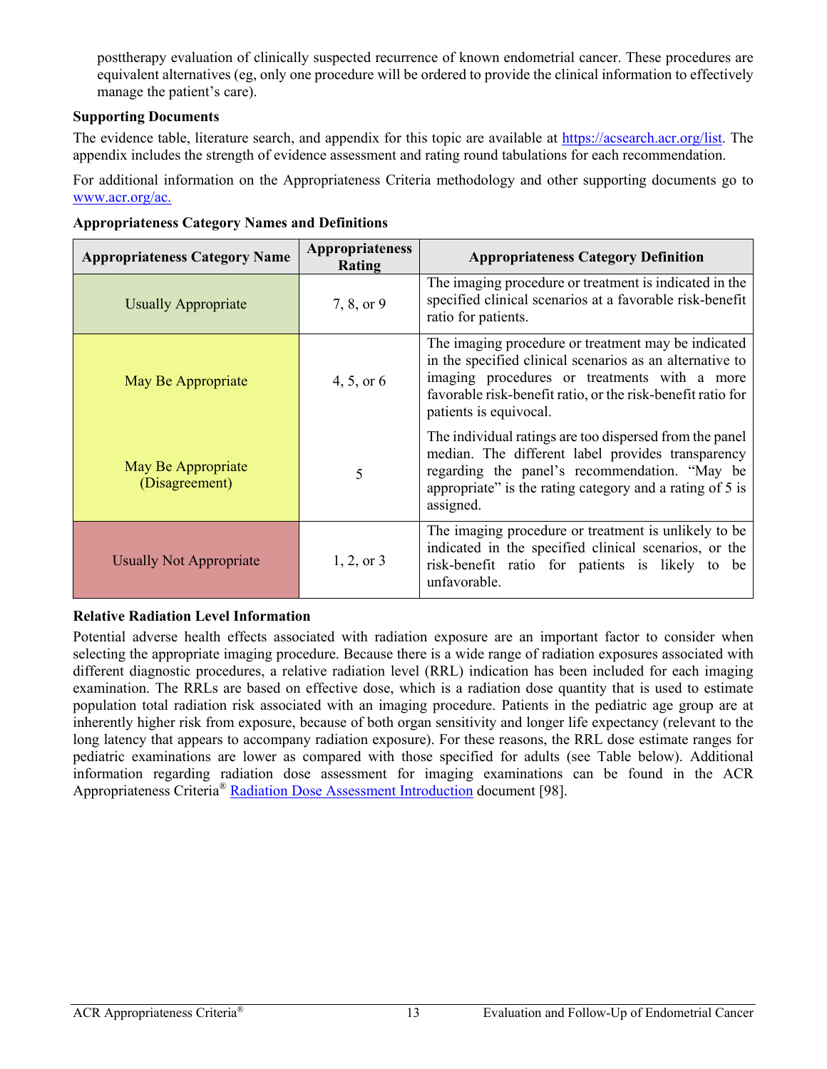posttherapy evaluation of clinically suspected recurrence of known endometrial cancer. These procedures are equivalent alternatives (eg, only one procedure will be ordered to provide the clinical information to effectively manage the patient's care).

**Supporting Documents**

The evidence table, literature search, and appendix for this topic are available at https://acsearch.acr.org/list. The appendix includes the strength of evidence assessment and rating round tabulations for each recommendation.

For additional information on the Appropriateness Criteria methodology and other supporting documents go to www.acr.org/ac.

**Appropriateness Category Names and Definitions**

| Appropriateness Category Name | Appropriateness Rating | Appropriateness Category Definition |
|---|---|---|
| Usually Appropriate | 7, 8, or 9 | The imaging procedure or treatment is indicated in the specified clinical scenarios at a favorable risk-benefit ratio for patients. |
| May Be Appropriate | 4, 5, or 6 | The imaging procedure or treatment may be indicated in the specified clinical scenarios as an alternative to imaging procedures or treatments with a more favorable risk-benefit ratio, or the risk-benefit ratio for patients is equivocal. |
| May Be Appropriate (Disagreement) | 5 | The individual ratings are too dispersed from the panel median. The different label provides transparency regarding the panel's recommendation. "May be appropriate" is the rating category and a rating of 5 is assigned. |
| Usually Not Appropriate | 1, 2, or 3 | The imaging procedure or treatment is unlikely to be indicated in the specified clinical scenarios, or the risk-benefit ratio for patients is likely to be unfavorable. |

**Relative Radiation Level Information**

Potential adverse health effects associated with radiation exposure are an important factor to consider when selecting the appropriate imaging procedure. Because there is a wide range of radiation exposures associated with different diagnostic procedures, a relative radiation level (RRL) indication has been included for each imaging examination. The RRLs are based on effective dose, which is a radiation dose quantity that is used to estimate population total radiation risk associated with an imaging procedure. Patients in the pediatric age group are at inherently higher risk from exposure, because of both organ sensitivity and longer life expectancy (relevant to the long latency that appears to accompany radiation exposure). For these reasons, the RRL dose estimate ranges for pediatric examinations are lower as compared with those specified for adults (see Table below). Additional information regarding radiation dose assessment for imaging examinations can be found in the ACR Appropriateness Criteria® Radiation Dose Assessment Introduction document [98].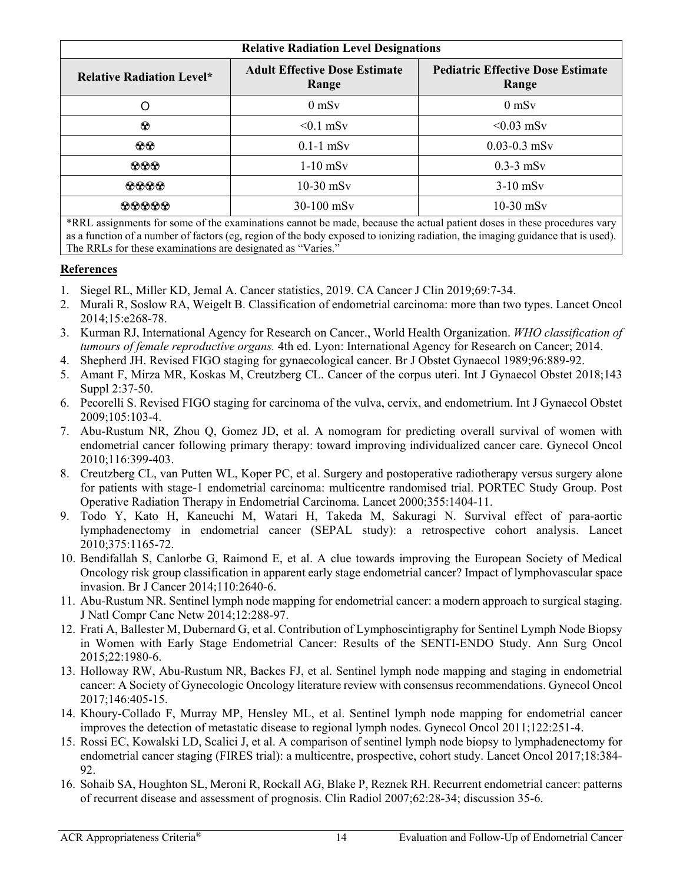| Relative Radiation Level Designations | | |
|---|---|---|
| **Relative Radiation Level*** | **Adult Effective Dose Estimate Range** | **Pediatric Effective Dose Estimate Range** |
| O | 0 mSv | 0 mSv |
| ☢ | <0.1 mSv | <0.03 mSv |
| ☢☢ | 0.1-1 mSv | 0.03-0.3 mSv |
| ☢☢☢ | 1-10 mSv | 0.3-3 mSv |
| ☢☢☢☢ | 10-30 mSv | 3-10 mSv |
| ☢☢☢☢☢ | 30-100 mSv | 10-30 mSv |

*RRL assignments for some of the examinations cannot be made, because the actual patient doses in these procedures vary as a function of a number of factors (eg, region of the body exposed to ionizing radiation, the imaging guidance that is used). The RRLs for these examinations are designated as "Varies."

## References

1. Siegel RL, Miller KD, Jemal A. Cancer statistics, 2019. CA Cancer J Clin 2019;69:7-34.
2. Murali R, Soslow RA, Weigelt B. Classification of endometrial carcinoma: more than two types. Lancet Oncol 2014;15:e268-78.
3. Kurman RJ, International Agency for Research on Cancer., World Health Organization. *WHO classification of tumours of female reproductive organs.* 4th ed. Lyon: International Agency for Research on Cancer; 2014.
4. Shepherd JH. Revised FIGO staging for gynaecological cancer. Br J Obstet Gynaecol 1989;96:889-92.
5. Amant F, Mirza MR, Koskas M, Creutzberg CL. Cancer of the corpus uteri. Int J Gynaecol Obstet 2018;143 Suppl 2:37-50.
6. Pecorelli S. Revised FIGO staging for carcinoma of the vulva, cervix, and endometrium. Int J Gynaecol Obstet 2009;105:103-4.
7. Abu-Rustum NR, Zhou Q, Gomez JD, et al. A nomogram for predicting overall survival of women with endometrial cancer following primary therapy: toward improving individualized cancer care. Gynecol Oncol 2010;116:399-403.
8. Creutzberg CL, van Putten WL, Koper PC, et al. Surgery and postoperative radiotherapy versus surgery alone for patients with stage-1 endometrial carcinoma: multicentre randomised trial. PORTEC Study Group. Post Operative Radiation Therapy in Endometrial Carcinoma. Lancet 2000;355:1404-11.
9. Todo Y, Kato H, Kaneuchi M, Watari H, Takeda M, Sakuragi N. Survival effect of para-aortic lymphadenectomy in endometrial cancer (SEPAL study): a retrospective cohort analysis. Lancet 2010;375:1165-72.
10. Bendifallah S, Canlorbe G, Raimond E, et al. A clue towards improving the European Society of Medical Oncology risk group classification in apparent early stage endometrial cancer? Impact of lymphovascular space invasion. Br J Cancer 2014;110:2640-6.
11. Abu-Rustum NR. Sentinel lymph node mapping for endometrial cancer: a modern approach to surgical staging. J Natl Compr Canc Netw 2014;12:288-97.
12. Frati A, Ballester M, Dubernard G, et al. Contribution of Lymphoscintigraphy for Sentinel Lymph Node Biopsy in Women with Early Stage Endometrial Cancer: Results of the SENTI-ENDO Study. Ann Surg Oncol 2015;22:1980-6.
13. Holloway RW, Abu-Rustum NR, Backes FJ, et al. Sentinel lymph node mapping and staging in endometrial cancer: A Society of Gynecologic Oncology literature review with consensus recommendations. Gynecol Oncol 2017;146:405-15.
14. Khoury-Collado F, Murray MP, Hensley ML, et al. Sentinel lymph node mapping for endometrial cancer improves the detection of metastatic disease to regional lymph nodes. Gynecol Oncol 2011;122:251-4.
15. Rossi EC, Kowalski LD, Scalici J, et al. A comparison of sentinel lymph node biopsy to lymphadenectomy for endometrial cancer staging (FIRES trial): a multicentre, prospective, cohort study. Lancet Oncol 2017;18:384-92.
16. Sohaib SA, Houghton SL, Meroni R, Rockall AG, Blake P, Reznek RH. Recurrent endometrial cancer: patterns of recurrent disease and assessment of prognosis. Clin Radiol 2007;62:28-34; discussion 35-6.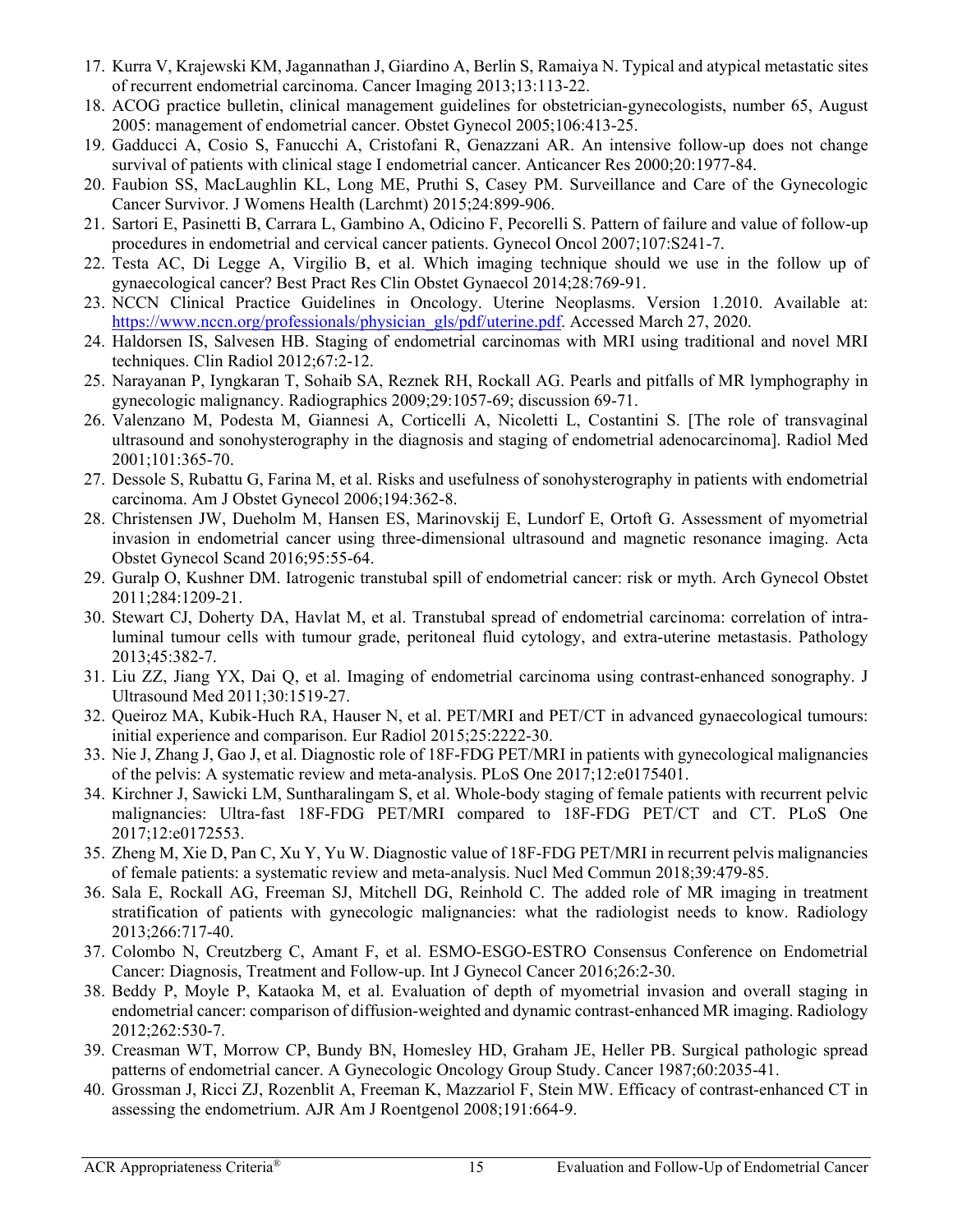17. Kurra V, Krajewski KM, Jagannathan J, Giardino A, Berlin S, Ramaiya N. Typical and atypical metastatic sites of recurrent endometrial carcinoma. Cancer Imaging 2013;13:113-22.
18. ACOG practice bulletin, clinical management guidelines for obstetrician-gynecologists, number 65, August 2005: management of endometrial cancer. Obstet Gynecol 2005;106:413-25.
19. Gadducci A, Cosio S, Fanucchi A, Cristofani R, Genazzani AR. An intensive follow-up does not change survival of patients with clinical stage I endometrial cancer. Anticancer Res 2000;20:1977-84.
20. Faubion SS, MacLaughlin KL, Long ME, Pruthi S, Casey PM. Surveillance and Care of the Gynecologic Cancer Survivor. J Womens Health (Larchmt) 2015;24:899-906.
21. Sartori E, Pasinetti B, Carrara L, Gambino A, Odicino F, Pecorelli S. Pattern of failure and value of follow-up procedures in endometrial and cervical cancer patients. Gynecol Oncol 2007;107:S241-7.
22. Testa AC, Di Legge A, Virgilio B, et al. Which imaging technique should we use in the follow up of gynaecological cancer? Best Pract Res Clin Obstet Gynaecol 2014;28:769-91.
23. NCCN Clinical Practice Guidelines in Oncology. Uterine Neoplasms. Version 1.2010. Available at: [https://www.nccn.org/professionals/physician_gls/pdf/uterine.pdf](https://www.nccn.org/professionals/physician_gls/pdf/uterine.pdf). Accessed March 27, 2020.
24. Haldorsen IS, Salvesen HB. Staging of endometrial carcinomas with MRI using traditional and novel MRI techniques. Clin Radiol 2012;67:2-12.
25. Narayanan P, Iyngkaran T, Sohaib SA, Reznek RH, Rockall AG. Pearls and pitfalls of MR lymphography in gynecologic malignancy. Radiographics 2009;29:1057-69; discussion 69-71.
26. Valenzano M, Podesta M, Giannesi A, Corticelli A, Nicoletti L, Costantini S. [The role of transvaginal ultrasound and sonohysterography in the diagnosis and staging of endometrial adenocarcinoma]. Radiol Med 2001;101:365-70.
27. Dessole S, Rubattu G, Farina M, et al. Risks and usefulness of sonohysterography in patients with endometrial carcinoma. Am J Obstet Gynecol 2006;194:362-8.
28. Christensen JW, Dueholm M, Hansen ES, Marinovskij E, Lundorf E, Ortoft G. Assessment of myometrial invasion in endometrial cancer using three-dimensional ultrasound and magnetic resonance imaging. Acta Obstet Gynecol Scand 2016;95:55-64.
29. Guralp O, Kushner DM. Iatrogenic transtubal spill of endometrial cancer: risk or myth. Arch Gynecol Obstet 2011;284:1209-21.
30. Stewart CJ, Doherty DA, Havlat M, et al. Transtubal spread of endometrial carcinoma: correlation of intra-luminal tumour cells with tumour grade, peritoneal fluid cytology, and extra-uterine metastasis. Pathology 2013;45:382-7.
31. Liu ZZ, Jiang YX, Dai Q, et al. Imaging of endometrial carcinoma using contrast-enhanced sonography. J Ultrasound Med 2011;30:1519-27.
32. Queiroz MA, Kubik-Huch RA, Hauser N, et al. PET/MRI and PET/CT in advanced gynaecological tumours: initial experience and comparison. Eur Radiol 2015;25:2222-30.
33. Nie J, Zhang J, Gao J, et al. Diagnostic role of 18F-FDG PET/MRI in patients with gynecological malignancies of the pelvis: A systematic review and meta-analysis. PLoS One 2017;12:e0175401.
34. Kirchner J, Sawicki LM, Suntharalingam S, et al. Whole-body staging of female patients with recurrent pelvic malignancies: Ultra-fast 18F-FDG PET/MRI compared to 18F-FDG PET/CT and CT. PLoS One 2017;12:e0172553.
35. Zheng M, Xie D, Pan C, Xu Y, Yu W. Diagnostic value of 18F-FDG PET/MRI in recurrent pelvis malignancies of female patients: a systematic review and meta-analysis. Nucl Med Commun 2018;39:479-85.
36. Sala E, Rockall AG, Freeman SJ, Mitchell DG, Reinhold C. The added role of MR imaging in treatment stratification of patients with gynecologic malignancies: what the radiologist needs to know. Radiology 2013;266:717-40.
37. Colombo N, Creutzberg C, Amant F, et al. ESMO-ESGO-ESTRO Consensus Conference on Endometrial Cancer: Diagnosis, Treatment and Follow-up. Int J Gynecol Cancer 2016;26:2-30.
38. Beddy P, Moyle P, Kataoka M, et al. Evaluation of depth of myometrial invasion and overall staging in endometrial cancer: comparison of diffusion-weighted and dynamic contrast-enhanced MR imaging. Radiology 2012;262:530-7.
39. Creasman WT, Morrow CP, Bundy BN, Homesley HD, Graham JE, Heller PB. Surgical pathologic spread patterns of endometrial cancer. A Gynecologic Oncology Group Study. Cancer 1987;60:2035-41.
40. Grossman J, Ricci ZJ, Rozenblit A, Freeman K, Mazzariol F, Stein MW. Efficacy of contrast-enhanced CT in assessing the endometrium. AJR Am J Roentgenol 2008;191:664-9.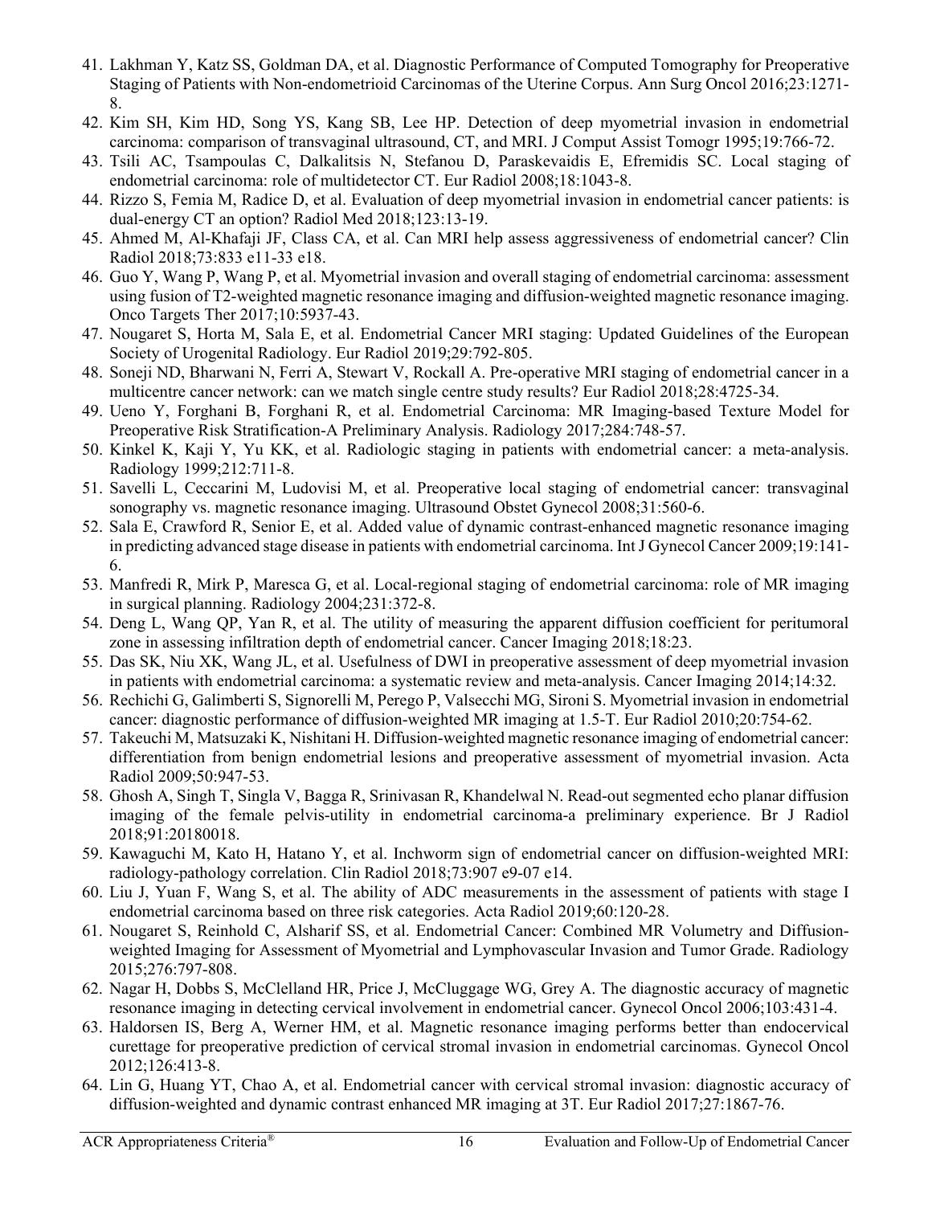41. Lakhman Y, Katz SS, Goldman DA, et al. Diagnostic Performance of Computed Tomography for Preoperative Staging of Patients with Non-endometrioid Carcinomas of the Uterine Corpus. Ann Surg Oncol 2016;23:1271-8.
42. Kim SH, Kim HD, Song YS, Kang SB, Lee HP. Detection of deep myometrial invasion in endometrial carcinoma: comparison of transvaginal ultrasound, CT, and MRI. J Comput Assist Tomogr 1995;19:766-72.
43. Tsili AC, Tsampoulas C, Dalkalitsis N, Stefanou D, Paraskevaidis E, Efremidis SC. Local staging of endometrial carcinoma: role of multidetector CT. Eur Radiol 2008;18:1043-8.
44. Rizzo S, Femia M, Radice D, et al. Evaluation of deep myometrial invasion in endometrial cancer patients: is dual-energy CT an option? Radiol Med 2018;123:13-19.
45. Ahmed M, Al-Khafaji JF, Class CA, et al. Can MRI help assess aggressiveness of endometrial cancer? Clin Radiol 2018;73:833 e11-33 e18.
46. Guo Y, Wang P, Wang P, et al. Myometrial invasion and overall staging of endometrial carcinoma: assessment using fusion of T2-weighted magnetic resonance imaging and diffusion-weighted magnetic resonance imaging. Onco Targets Ther 2017;10:5937-43.
47. Nougaret S, Horta M, Sala E, et al. Endometrial Cancer MRI staging: Updated Guidelines of the European Society of Urogenital Radiology. Eur Radiol 2019;29:792-805.
48. Soneji ND, Bharwani N, Ferri A, Stewart V, Rockall A. Pre-operative MRI staging of endometrial cancer in a multicentre cancer network: can we match single centre study results? Eur Radiol 2018;28:4725-34.
49. Ueno Y, Forghani B, Forghani R, et al. Endometrial Carcinoma: MR Imaging-based Texture Model for Preoperative Risk Stratification-A Preliminary Analysis. Radiology 2017;284:748-57.
50. Kinkel K, Kaji Y, Yu KK, et al. Radiologic staging in patients with endometrial cancer: a meta-analysis. Radiology 1999;212:711-8.
51. Savelli L, Ceccarini M, Ludovisi M, et al. Preoperative local staging of endometrial cancer: transvaginal sonography vs. magnetic resonance imaging. Ultrasound Obstet Gynecol 2008;31:560-6.
52. Sala E, Crawford R, Senior E, et al. Added value of dynamic contrast-enhanced magnetic resonance imaging in predicting advanced stage disease in patients with endometrial carcinoma. Int J Gynecol Cancer 2009;19:141-6.
53. Manfredi R, Mirk P, Maresca G, et al. Local-regional staging of endometrial carcinoma: role of MR imaging in surgical planning. Radiology 2004;231:372-8.
54. Deng L, Wang QP, Yan R, et al. The utility of measuring the apparent diffusion coefficient for peritumoral zone in assessing infiltration depth of endometrial cancer. Cancer Imaging 2018;18:23.
55. Das SK, Niu XK, Wang JL, et al. Usefulness of DWI in preoperative assessment of deep myometrial invasion in patients with endometrial carcinoma: a systematic review and meta-analysis. Cancer Imaging 2014;14:32.
56. Rechichi G, Galimberti S, Signorelli M, Perego P, Valsecchi MG, Sironi S. Myometrial invasion in endometrial cancer: diagnostic performance of diffusion-weighted MR imaging at 1.5-T. Eur Radiol 2010;20:754-62.
57. Takeuchi M, Matsuzaki K, Nishitani H. Diffusion-weighted magnetic resonance imaging of endometrial cancer: differentiation from benign endometrial lesions and preoperative assessment of myometrial invasion. Acta Radiol 2009;50:947-53.
58. Ghosh A, Singh T, Singla V, Bagga R, Srinivasan R, Khandelwal N. Read-out segmented echo planar diffusion imaging of the female pelvis-utility in endometrial carcinoma-a preliminary experience. Br J Radiol 2018;91:20180018.
59. Kawaguchi M, Kato H, Hatano Y, et al. Inchworm sign of endometrial cancer on diffusion-weighted MRI: radiology-pathology correlation. Clin Radiol 2018;73:907 e9-07 e14.
60. Liu J, Yuan F, Wang S, et al. The ability of ADC measurements in the assessment of patients with stage I endometrial carcinoma based on three risk categories. Acta Radiol 2019;60:120-28.
61. Nougaret S, Reinhold C, Alsharif SS, et al. Endometrial Cancer: Combined MR Volumetry and Diffusion-weighted Imaging for Assessment of Myometrial and Lymphovascular Invasion and Tumor Grade. Radiology 2015;276:797-808.
62. Nagar H, Dobbs S, McClelland HR, Price J, McCluggage WG, Grey A. The diagnostic accuracy of magnetic resonance imaging in detecting cervical involvement in endometrial cancer. Gynecol Oncol 2006;103:431-4.
63. Haldorsen IS, Berg A, Werner HM, et al. Magnetic resonance imaging performs better than endocervical curettage for preoperative prediction of cervical stromal invasion in endometrial carcinomas. Gynecol Oncol 2012;126:413-8.
64. Lin G, Huang YT, Chao A, et al. Endometrial cancer with cervical stromal invasion: diagnostic accuracy of diffusion-weighted and dynamic contrast enhanced MR imaging at 3T. Eur Radiol 2017;27:1867-76.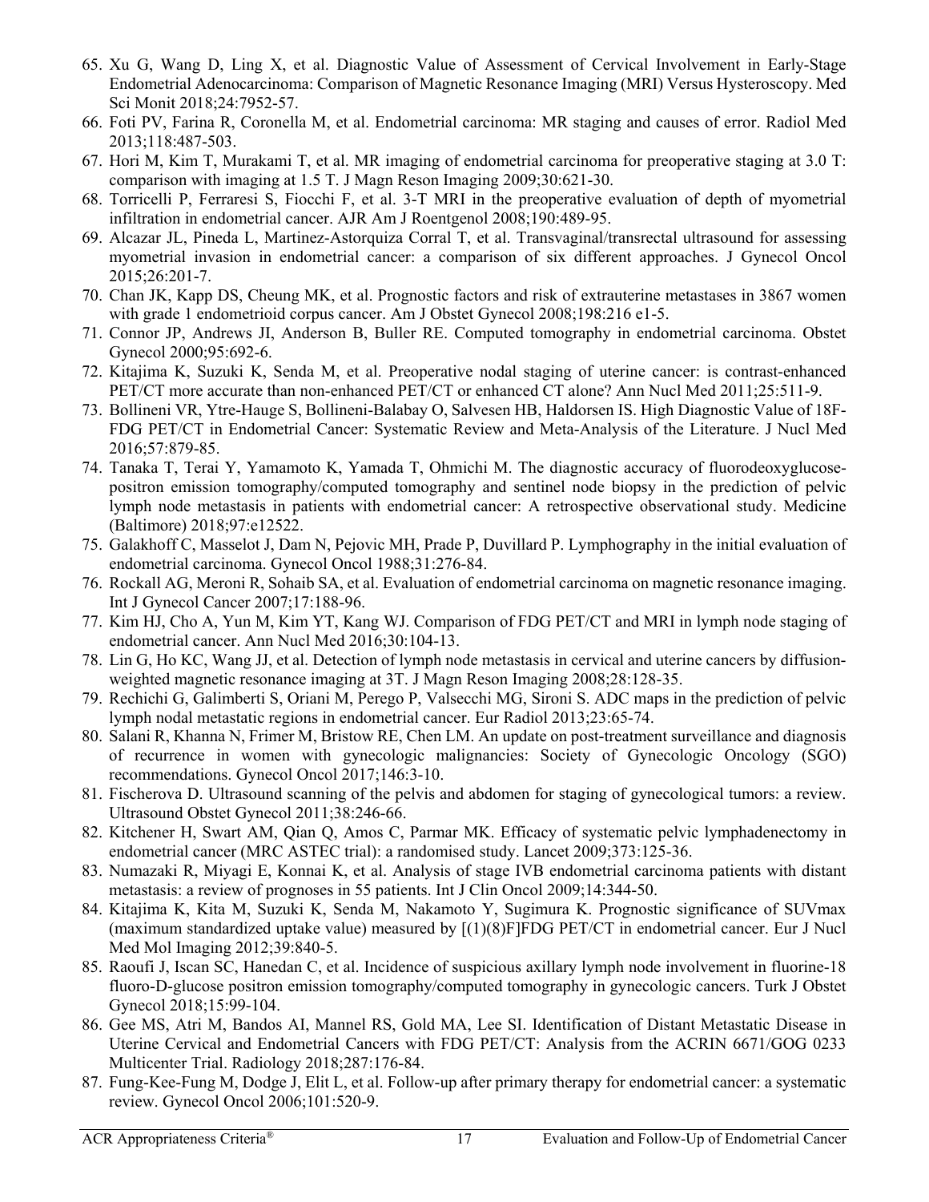65. Xu G, Wang D, Ling X, et al. Diagnostic Value of Assessment of Cervical Involvement in Early-Stage Endometrial Adenocarcinoma: Comparison of Magnetic Resonance Imaging (MRI) Versus Hysteroscopy. Med Sci Monit 2018;24:7952-57.
66. Foti PV, Farina R, Coronella M, et al. Endometrial carcinoma: MR staging and causes of error. Radiol Med 2013;118:487-503.
67. Hori M, Kim T, Murakami T, et al. MR imaging of endometrial carcinoma for preoperative staging at 3.0 T: comparison with imaging at 1.5 T. J Magn Reson Imaging 2009;30:621-30.
68. Torricelli P, Ferraresi S, Fiocchi F, et al. 3-T MRI in the preoperative evaluation of depth of myometrial infiltration in endometrial cancer. AJR Am J Roentgenol 2008;190:489-95.
69. Alcazar JL, Pineda L, Martinez-Astorquiza Corral T, et al. Transvaginal/transrectal ultrasound for assessing myometrial invasion in endometrial cancer: a comparison of six different approaches. J Gynecol Oncol 2015;26:201-7.
70. Chan JK, Kapp DS, Cheung MK, et al. Prognostic factors and risk of extrauterine metastases in 3867 women with grade 1 endometrioid corpus cancer. Am J Obstet Gynecol 2008;198:216 e1-5.
71. Connor JP, Andrews JI, Anderson B, Buller RE. Computed tomography in endometrial carcinoma. Obstet Gynecol 2000;95:692-6.
72. Kitajima K, Suzuki K, Senda M, et al. Preoperative nodal staging of uterine cancer: is contrast-enhanced PET/CT more accurate than non-enhanced PET/CT or enhanced CT alone? Ann Nucl Med 2011;25:511-9.
73. Bollineni VR, Ytre-Hauge S, Bollineni-Balabay O, Salvesen HB, Haldorsen IS. High Diagnostic Value of 18F-FDG PET/CT in Endometrial Cancer: Systematic Review and Meta-Analysis of the Literature. J Nucl Med 2016;57:879-85.
74. Tanaka T, Terai Y, Yamamoto K, Yamada T, Ohmichi M. The diagnostic accuracy of fluorodeoxyglucose-positron emission tomography/computed tomography and sentinel node biopsy in the prediction of pelvic lymph node metastasis in patients with endometrial cancer: A retrospective observational study. Medicine (Baltimore) 2018;97:e12522.
75. Galakhoff C, Masselot J, Dam N, Pejovic MH, Prade P, Duvillard P. Lymphography in the initial evaluation of endometrial carcinoma. Gynecol Oncol 1988;31:276-84.
76. Rockall AG, Meroni R, Sohaib SA, et al. Evaluation of endometrial carcinoma on magnetic resonance imaging. Int J Gynecol Cancer 2007;17:188-96.
77. Kim HJ, Cho A, Yun M, Kim YT, Kang WJ. Comparison of FDG PET/CT and MRI in lymph node staging of endometrial cancer. Ann Nucl Med 2016;30:104-13.
78. Lin G, Ho KC, Wang JJ, et al. Detection of lymph node metastasis in cervical and uterine cancers by diffusion-weighted magnetic resonance imaging at 3T. J Magn Reson Imaging 2008;28:128-35.
79. Rechichi G, Galimberti S, Oriani M, Perego P, Valsecchi MG, Sironi S. ADC maps in the prediction of pelvic lymph nodal metastatic regions in endometrial cancer. Eur Radiol 2013;23:65-74.
80. Salani R, Khanna N, Frimer M, Bristow RE, Chen LM. An update on post-treatment surveillance and diagnosis of recurrence in women with gynecologic malignancies: Society of Gynecologic Oncology (SGO) recommendations. Gynecol Oncol 2017;146:3-10.
81. Fischerova D. Ultrasound scanning of the pelvis and abdomen for staging of gynecological tumors: a review. Ultrasound Obstet Gynecol 2011;38:246-66.
82. Kitchener H, Swart AM, Qian Q, Amos C, Parmar MK. Efficacy of systematic pelvic lymphadenectomy in endometrial cancer (MRC ASTEC trial): a randomised study. Lancet 2009;373:125-36.
83. Numazaki R, Miyagi E, Konnai K, et al. Analysis of stage IVB endometrial carcinoma patients with distant metastasis: a review of prognoses in 55 patients. Int J Clin Oncol 2009;14:344-50.
84. Kitajima K, Kita M, Suzuki K, Senda M, Nakamoto Y, Sugimura K. Prognostic significance of SUVmax (maximum standardized uptake value) measured by [(1)(8)F]FDG PET/CT in endometrial cancer. Eur J Nucl Med Mol Imaging 2012;39:840-5.
85. Raoufi J, Iscan SC, Hanedan C, et al. Incidence of suspicious axillary lymph node involvement in fluorine-18 fluoro-D-glucose positron emission tomography/computed tomography in gynecologic cancers. Turk J Obstet Gynecol 2018;15:99-104.
86. Gee MS, Atri M, Bandos AI, Mannel RS, Gold MA, Lee SI. Identification of Distant Metastatic Disease in Uterine Cervical and Endometrial Cancers with FDG PET/CT: Analysis from the ACRIN 6671/GOG 0233 Multicenter Trial. Radiology 2018;287:176-84.
87. Fung-Kee-Fung M, Dodge J, Elit L, et al. Follow-up after primary therapy for endometrial cancer: a systematic review. Gynecol Oncol 2006;101:520-9.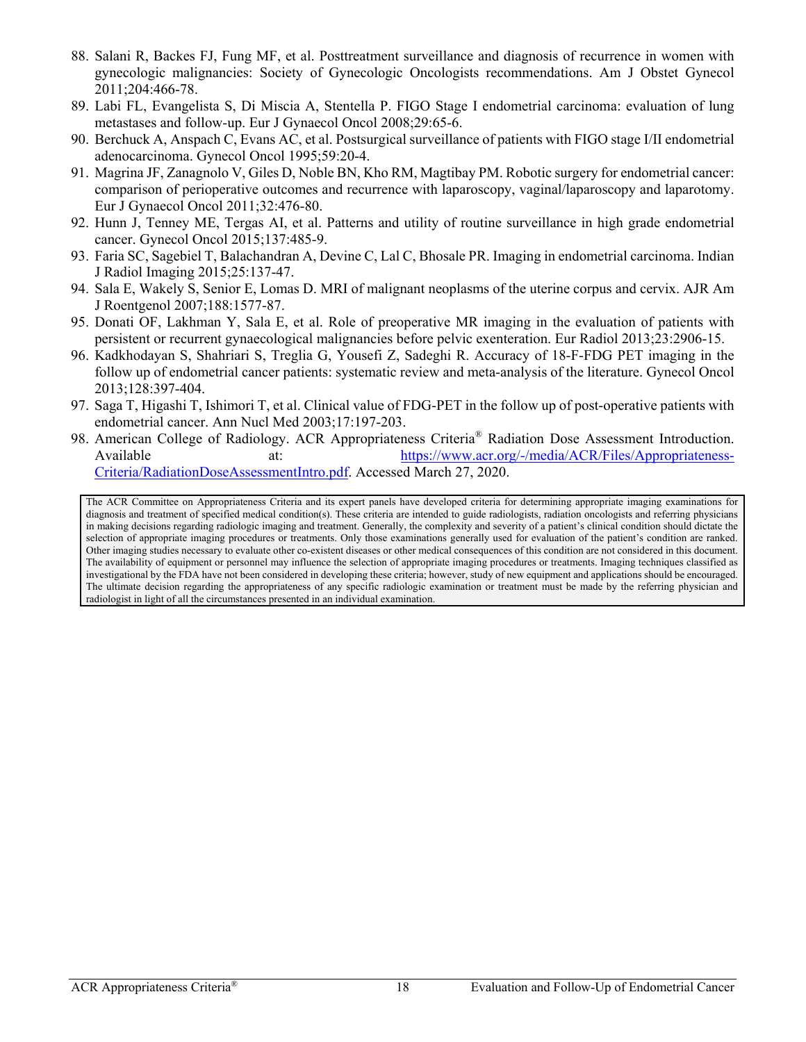88. Salani R, Backes FJ, Fung MF, et al. Posttreatment surveillance and diagnosis of recurrence in women with gynecologic malignancies: Society of Gynecologic Oncologists recommendations. Am J Obstet Gynecol 2011;204:466-78.
89. Labi FL, Evangelista S, Di Miscia A, Stentella P. FIGO Stage I endometrial carcinoma: evaluation of lung metastases and follow-up. Eur J Gynaecol Oncol 2008;29:65-6.
90. Berchuck A, Anspach C, Evans AC, et al. Postsurgical surveillance of patients with FIGO stage I/II endometrial adenocarcinoma. Gynecol Oncol 1995;59:20-4.
91. Magrina JF, Zanagnolo V, Giles D, Noble BN, Kho RM, Magtibay PM. Robotic surgery for endometrial cancer: comparison of perioperative outcomes and recurrence with laparoscopy, vaginal/laparoscopy and laparotomy. Eur J Gynaecol Oncol 2011;32:476-80.
92. Hunn J, Tenney ME, Tergas AI, et al. Patterns and utility of routine surveillance in high grade endometrial cancer. Gynecol Oncol 2015;137:485-9.
93. Faria SC, Sagebiel T, Balachandran A, Devine C, Lal C, Bhosale PR. Imaging in endometrial carcinoma. Indian J Radiol Imaging 2015;25:137-47.
94. Sala E, Wakely S, Senior E, Lomas D. MRI of malignant neoplasms of the uterine corpus and cervix. AJR Am J Roentgenol 2007;188:1577-87.
95. Donati OF, Lakhman Y, Sala E, et al. Role of preoperative MR imaging in the evaluation of patients with persistent or recurrent gynaecological malignancies before pelvic exenteration. Eur Radiol 2013;23:2906-15.
96. Kadkhodayan S, Shahriari S, Treglia G, Yousefi Z, Sadeghi R. Accuracy of 18-F-FDG PET imaging in the follow up of endometrial cancer patients: systematic review and meta-analysis of the literature. Gynecol Oncol 2013;128:397-404.
97. Saga T, Higashi T, Ishimori T, et al. Clinical value of FDG-PET in the follow up of post-operative patients with endometrial cancer. Ann Nucl Med 2003;17:197-203.
98. American College of Radiology. ACR Appropriateness Criteria® Radiation Dose Assessment Introduction. Available at: https://www.acr.org/-/media/ACR/Files/Appropriateness-Criteria/RadiationDoseAssessmentIntro.pdf. Accessed March 27, 2020.

The ACR Committee on Appropriateness Criteria and its expert panels have developed criteria for determining appropriate imaging examinations for diagnosis and treatment of specified medical condition(s). These criteria are intended to guide radiologists, radiation oncologists and referring physicians in making decisions regarding radiologic imaging and treatment. Generally, the complexity and severity of a patient's clinical condition should dictate the selection of appropriate imaging procedures or treatments. Only those examinations generally used for evaluation of the patient's condition are ranked. Other imaging studies necessary to evaluate other co-existent diseases or other medical consequences of this condition are not considered in this document. The availability of equipment or personnel may influence the selection of appropriate imaging procedures or treatments. Imaging techniques classified as investigational by the FDA have not been considered in developing these criteria; however, study of new equipment and applications should be encouraged. The ultimate decision regarding the appropriateness of any specific radiologic examination or treatment must be made by the referring physician and radiologist in light of all the circumstances presented in an individual examination.